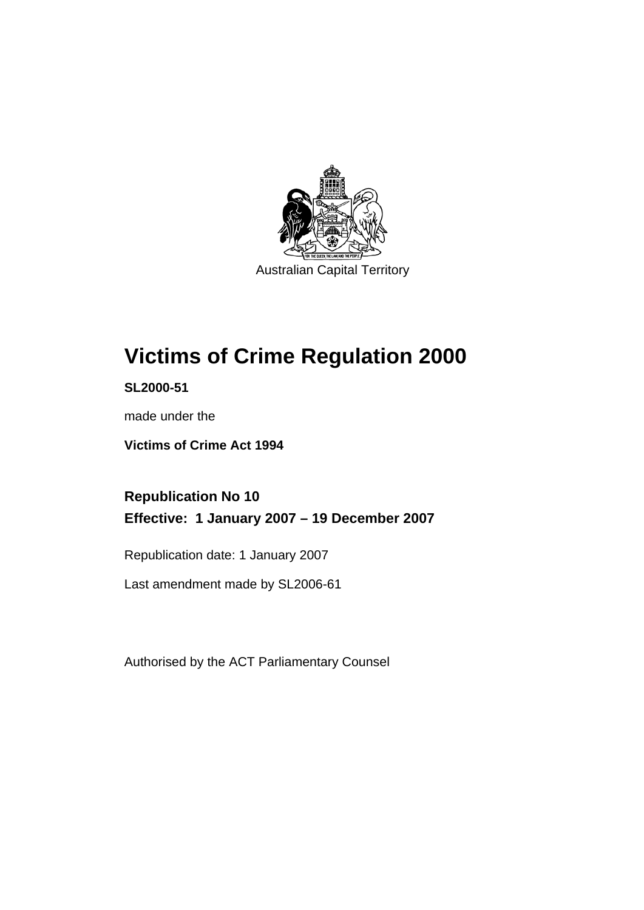Australian Capital Territory

# Victims of Crime Regulation 2000

**SL2000-51**

made under the

**Victims of Crime Act 1994**

## Republication No 10

## Effective: 1 January 2007 – 19 December 2007

Republication date: 1 January 2007

Last amendment made by SL2006-61

Authorised by the ACT Parliamentary Counsel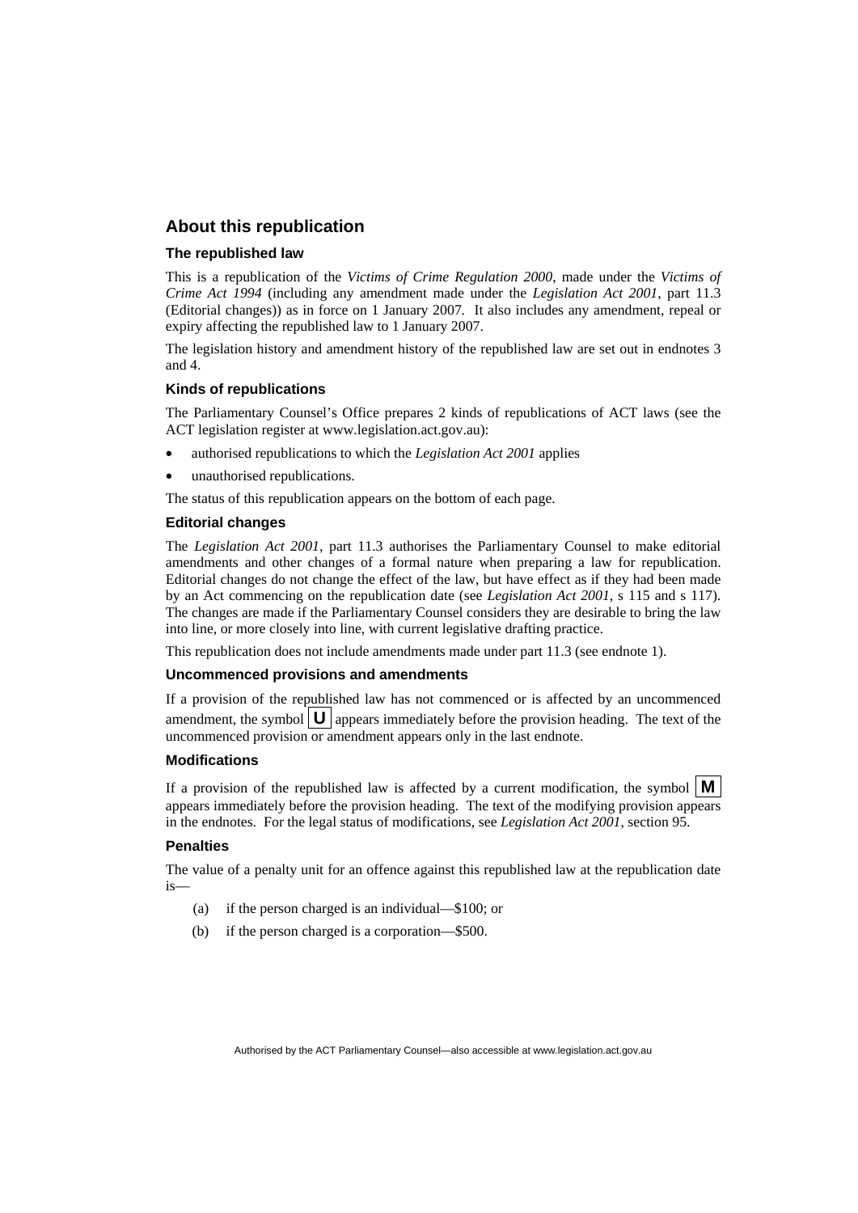## About this republication

### The republished law

This is a republication of the *Victims of Crime Regulation 2000*, made under the *Victims of Crime Act 1994* (including any amendment made under the *Legislation Act 2001*, part 11.3 (Editorial changes)) as in force on 1 January 2007. It also includes any amendment, repeal or expiry affecting the republished law to 1 January 2007.

The legislation history and amendment history of the republished law are set out in endnotes 3 and 4.

### Kinds of republications

The Parliamentary Counsel's Office prepares 2 kinds of republications of ACT laws (see the ACT legislation register at www.legislation.act.gov.au):

- authorised republications to which the *Legislation Act 2001* applies
- unauthorised republications.

The status of this republication appears on the bottom of each page.

### Editorial changes

The *Legislation Act 2001*, part 11.3 authorises the Parliamentary Counsel to make editorial amendments and other changes of a formal nature when preparing a law for republication. Editorial changes do not change the effect of the law, but have effect as if they had been made by an Act commencing on the republication date (see *Legislation Act 2001*, s 115 and s 117). The changes are made if the Parliamentary Counsel considers they are desirable to bring the law into line, or more closely into line, with current legislative drafting practice.

This republication does not include amendments made under part 11.3 (see endnote 1).

### Uncommenced provisions and amendments

If a provision of the republished law has not commenced or is affected by an uncommenced amendment, the symbol **U** appears immediately before the provision heading. The text of the uncommenced provision or amendment appears only in the last endnote.

### Modifications

If a provision of the republished law is affected by a current modification, the symbol **M** appears immediately before the provision heading. The text of the modifying provision appears in the endnotes. For the legal status of modifications, see *Legislation Act 2001*, section 95.

### Penalties

The value of a penalty unit for an offence against this republished law at the republication date is—

(a) if the person charged is an individual—$100; or

(b) if the person charged is a corporation—$500.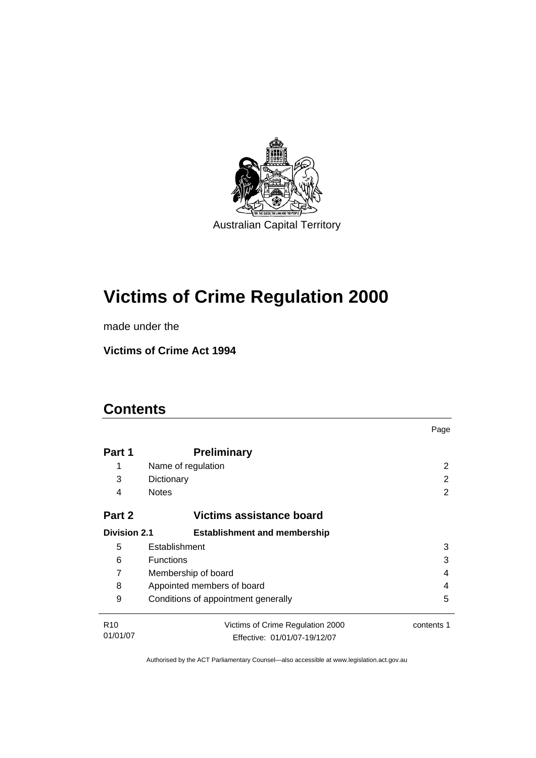Australian Capital Territory

# Victims of Crime Regulation 2000

made under the

**Victims of Crime Act 1994**

## Contents

| | | Page |
|---|---|---|
| **Part 1** | **Preliminary** | |
| 1 | Name of regulation | 2 |
| 3 | Dictionary | 2 |
| 4 | Notes | 2 |
| **Part 2** | **Victims assistance board** | |
| **Division 2.1** | **Establishment and membership** | |
| 5 | Establishment | 3 |
| 6 | Functions | 3 |
| 7 | Membership of board | 4 |
| 8 | Appointed members of board | 4 |
| 9 | Conditions of appointment generally | 5 |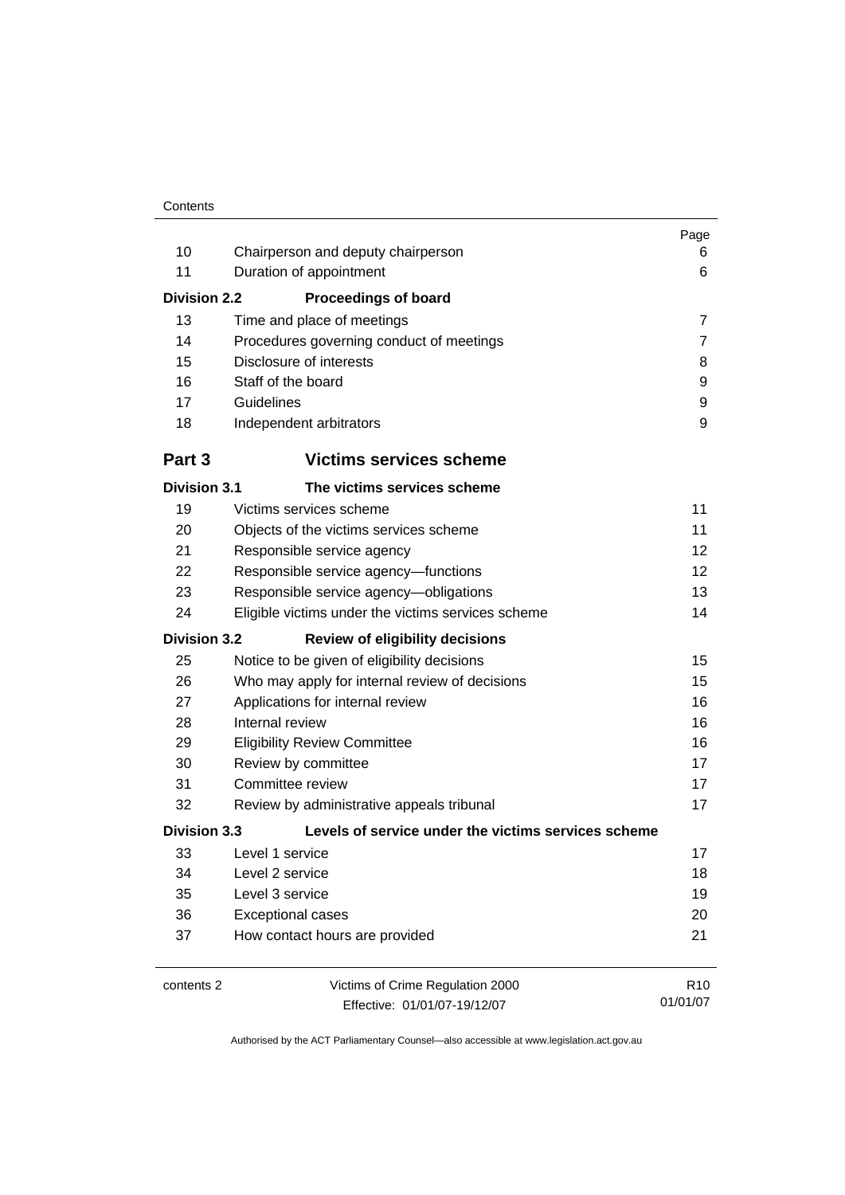| | | Page |
|---|---|---|
| 10 | Chairperson and deputy chairperson | 6 |
| 11 | Duration of appointment | 6 |
| **Division 2.2** | **Proceedings of board** | |
| 13 | Time and place of meetings | 7 |
| 14 | Procedures governing conduct of meetings | 7 |
| 15 | Disclosure of interests | 8 |
| 16 | Staff of the board | 9 |
| 17 | Guidelines | 9 |
| 18 | Independent arbitrators | 9 |
| **Part 3** | **Victims services scheme** | |
| **Division 3.1** | **The victims services scheme** | |
| 19 | Victims services scheme | 11 |
| 20 | Objects of the victims services scheme | 11 |
| 21 | Responsible service agency | 12 |
| 22 | Responsible service agency—functions | 12 |
| 23 | Responsible service agency—obligations | 13 |
| 24 | Eligible victims under the victims services scheme | 14 |
| **Division 3.2** | **Review of eligibility decisions** | |
| 25 | Notice to be given of eligibility decisions | 15 |
| 26 | Who may apply for internal review of decisions | 15 |
| 27 | Applications for internal review | 16 |
| 28 | Internal review | 16 |
| 29 | Eligibility Review Committee | 16 |
| 30 | Review by committee | 17 |
| 31 | Committee review | 17 |
| 32 | Review by administrative appeals tribunal | 17 |
| **Division 3.3** | **Levels of service under the victims services scheme** | |
| 33 | Level 1 service | 17 |
| 34 | Level 2 service | 18 |
| 35 | Level 3 service | 19 |
| 36 | Exceptional cases | 20 |
| 37 | How contact hours are provided | 21 |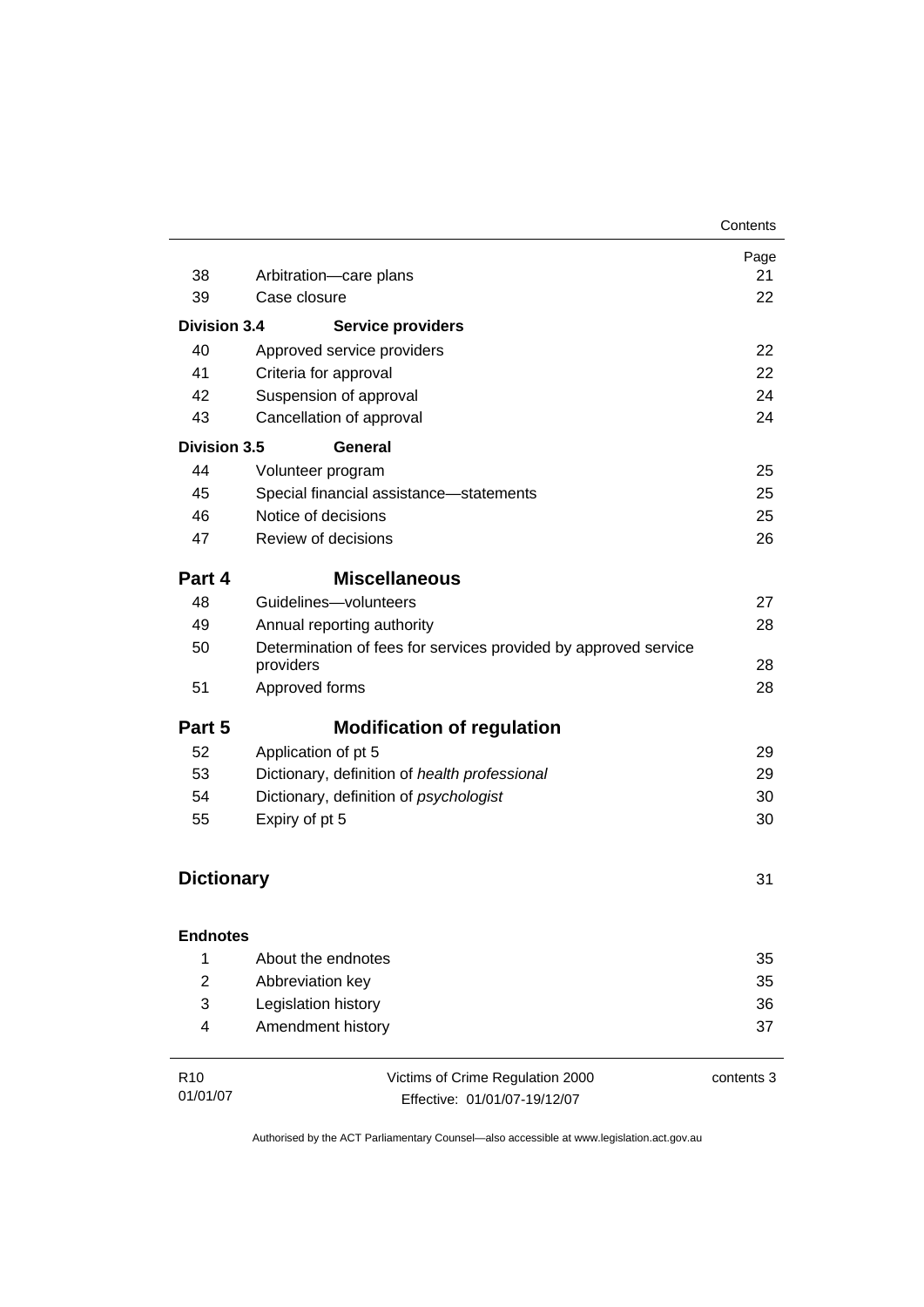| | | Page |
|---|---|---|
| 38 | Arbitration—care plans | 21 |
| 39 | Case closure | 22 |
| **Division 3.4** | **Service providers** | |
| 40 | Approved service providers | 22 |
| 41 | Criteria for approval | 22 |
| 42 | Suspension of approval | 24 |
| 43 | Cancellation of approval | 24 |
| **Division 3.5** | **General** | |
| 44 | Volunteer program | 25 |
| 45 | Special financial assistance—statements | 25 |
| 46 | Notice of decisions | 25 |
| 47 | Review of decisions | 26 |
| **Part 4** | **Miscellaneous** | |
| 48 | Guidelines—volunteers | 27 |
| 49 | Annual reporting authority | 28 |
| 50 | Determination of fees for services provided by approved service providers | 28 |
| 51 | Approved forms | 28 |
| **Part 5** | **Modification of regulation** | |
| 52 | Application of pt 5 | 29 |
| 53 | Dictionary, definition of *health professional* | 29 |
| 54 | Dictionary, definition of *psychologist* | 30 |
| 55 | Expiry of pt 5 | 30 |
| **Dictionary** | | 31 |
| **Endnotes** | | |
| 1 | About the endnotes | 35 |
| 2 | Abbreviation key | 35 |
| 3 | Legislation history | 36 |
| 4 | Amendment history | 37 |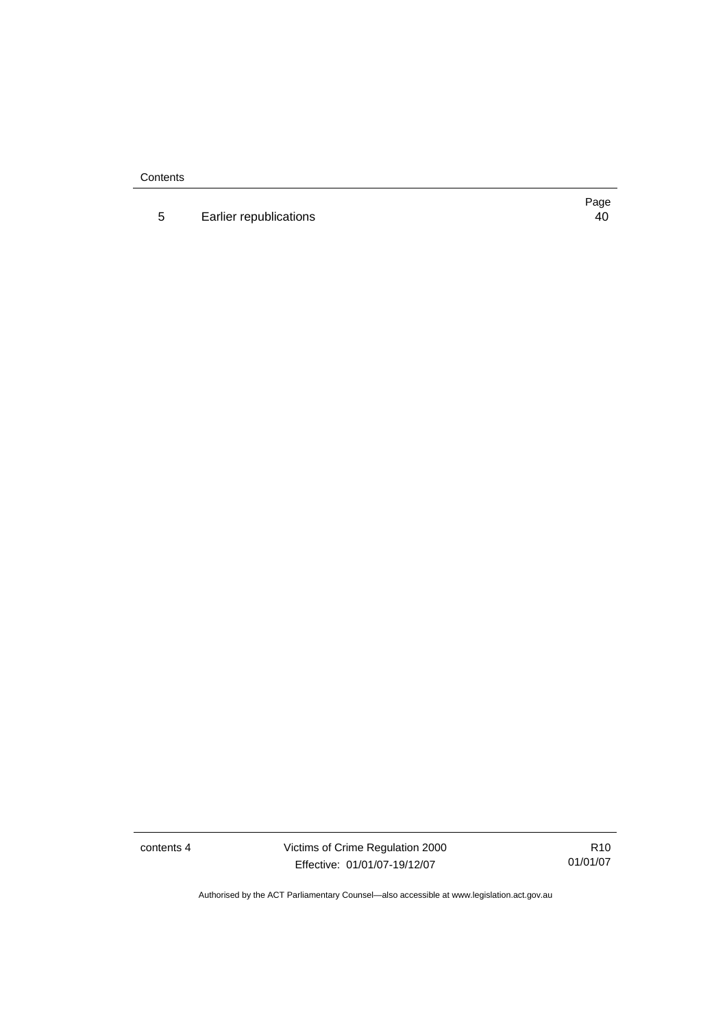| | | Page |
|---|---|---|
| 5 | Earlier republications | 40 |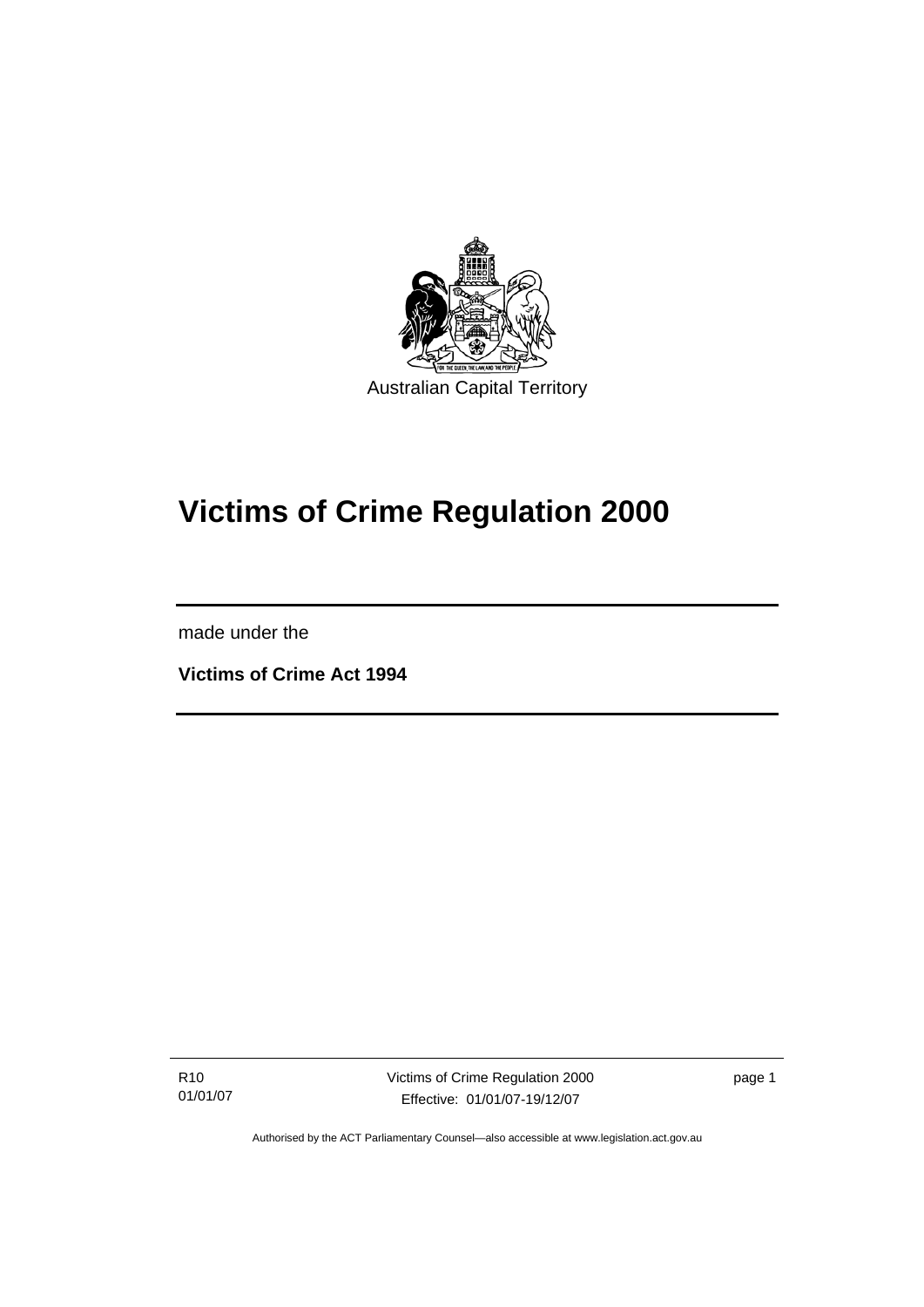Australian Capital Territory

# Victims of Crime Regulation 2000

made under the

**Victims of Crime Act 1994**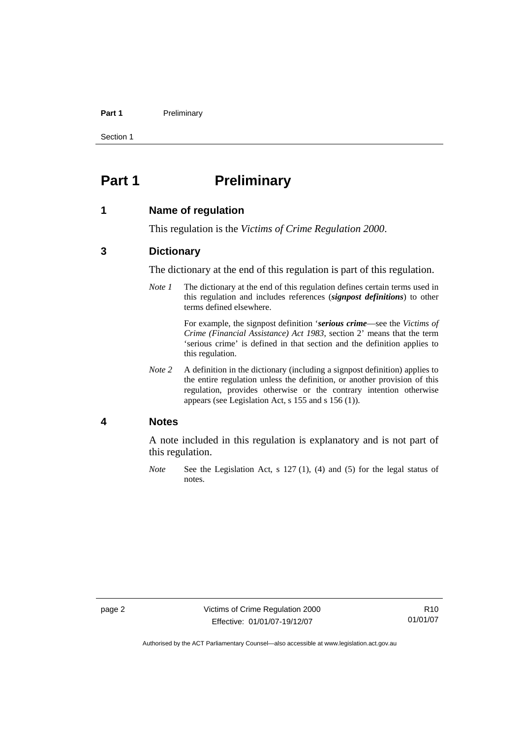# Part 1 Preliminary

## 1 Name of regulation

This regulation is the *Victims of Crime Regulation 2000*.

## 3 Dictionary

The dictionary at the end of this regulation is part of this regulation.

*Note 1* The dictionary at the end of this regulation defines certain terms used in this regulation and includes references (***signpost definitions***) to other terms defined elsewhere.

For example, the signpost definition '***serious crime***—see the *Victims of Crime (Financial Assistance) Act 1983*, section 2' means that the term 'serious crime' is defined in that section and the definition applies to this regulation.

*Note 2* A definition in the dictionary (including a signpost definition) applies to the entire regulation unless the definition, or another provision of this regulation, provides otherwise or the contrary intention otherwise appears (see Legislation Act, s 155 and s 156 (1)).

## 4 Notes

A note included in this regulation is explanatory and is not part of this regulation.

*Note* See the Legislation Act, s 127 (1), (4) and (5) for the legal status of notes.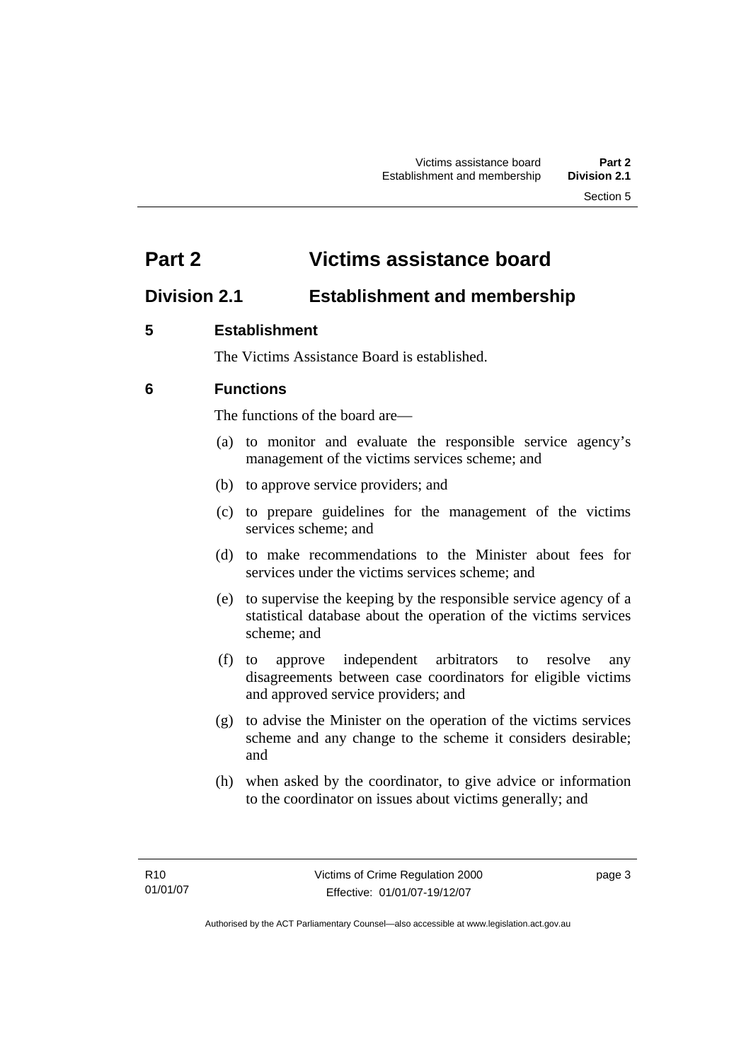# Part 2 Victims assistance board

## Division 2.1 Establishment and membership

### 5 Establishment

The Victims Assistance Board is established.

### 6 Functions

The functions of the board are—

(a) to monitor and evaluate the responsible service agency's management of the victims services scheme; and

(b) to approve service providers; and

(c) to prepare guidelines for the management of the victims services scheme; and

(d) to make recommendations to the Minister about fees for services under the victims services scheme; and

(e) to supervise the keeping by the responsible service agency of a statistical database about the operation of the victims services scheme; and

(f) to approve independent arbitrators to resolve any disagreements between case coordinators for eligible victims and approved service providers; and

(g) to advise the Minister on the operation of the victims services scheme and any change to the scheme it considers desirable; and

(h) when asked by the coordinator, to give advice or information to the coordinator on issues about victims generally; and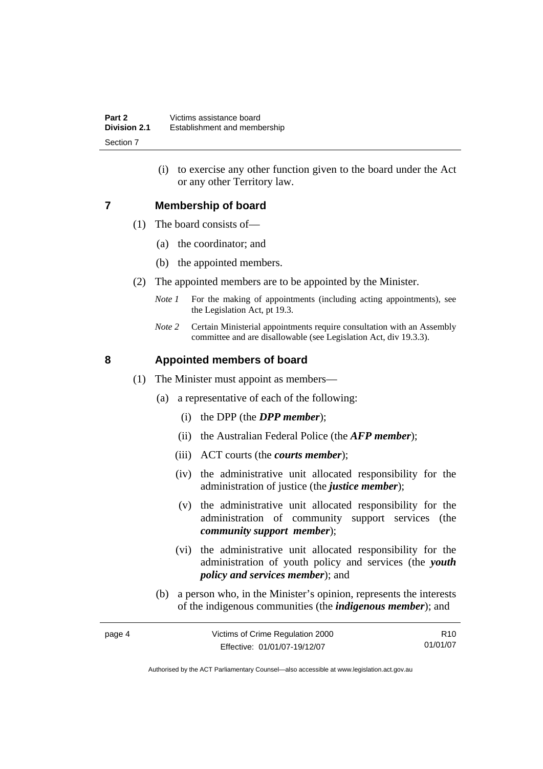(i) to exercise any other function given to the board under the Act or any other Territory law.

## 7 Membership of board

(1) The board consists of—

(a) the coordinator; and

(b) the appointed members.

(2) The appointed members are to be appointed by the Minister.

*Note 1* For the making of appointments (including acting appointments), see the Legislation Act, pt 19.3.

*Note 2* Certain Ministerial appointments require consultation with an Assembly committee and are disallowable (see Legislation Act, div 19.3.3).

## 8 Appointed members of board

(1) The Minister must appoint as members—

(a) a representative of each of the following:

(i) the DPP (the ***DPP member***);

(ii) the Australian Federal Police (the ***AFP member***);

(iii) ACT courts (the ***courts member***);

(iv) the administrative unit allocated responsibility for the administration of justice (the ***justice member***);

(v) the administrative unit allocated responsibility for the administration of community support services (the ***community support member***);

(vi) the administrative unit allocated responsibility for the administration of youth policy and services (the ***youth policy and services member***); and

(b) a person who, in the Minister's opinion, represents the interests of the indigenous communities (the ***indigenous member***); and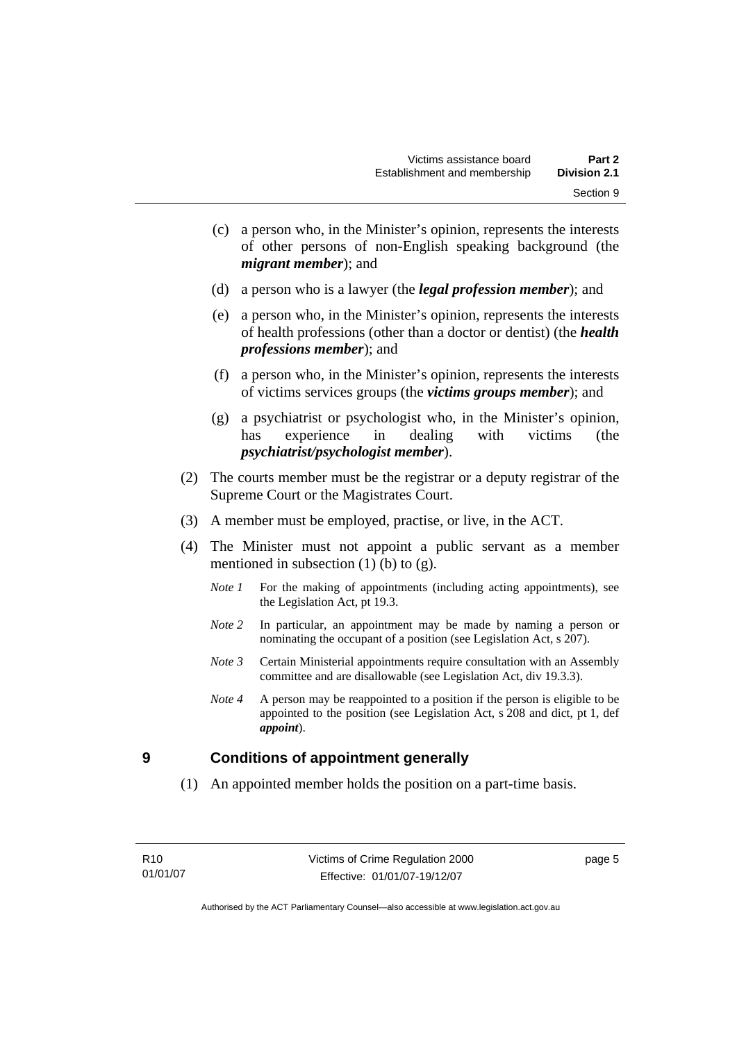(c) a person who, in the Minister's opinion, represents the interests of other persons of non-English speaking background (the ***migrant member***); and

(d) a person who is a lawyer (the ***legal profession member***); and

(e) a person who, in the Minister's opinion, represents the interests of health professions (other than a doctor or dentist) (the ***health professions member***); and

(f) a person who, in the Minister's opinion, represents the interests of victims services groups (the ***victims groups member***); and

(g) a psychiatrist or psychologist who, in the Minister's opinion, has experience in dealing with victims (the ***psychiatrist/psychologist member***).

(2) The courts member must be the registrar or a deputy registrar of the Supreme Court or the Magistrates Court.

(3) A member must be employed, practise, or live, in the ACT.

(4) The Minister must not appoint a public servant as a member mentioned in subsection (1) (b) to (g).

*Note 1* For the making of appointments (including acting appointments), see the Legislation Act, pt 19.3.

*Note 2* In particular, an appointment may be made by naming a person or nominating the occupant of a position (see Legislation Act, s 207).

*Note 3* Certain Ministerial appointments require consultation with an Assembly committee and are disallowable (see Legislation Act, div 19.3.3).

*Note 4* A person may be reappointed to a position if the person is eligible to be appointed to the position (see Legislation Act, s 208 and dict, pt 1, def ***appoint***).

## 9 Conditions of appointment generally

(1) An appointed member holds the position on a part-time basis.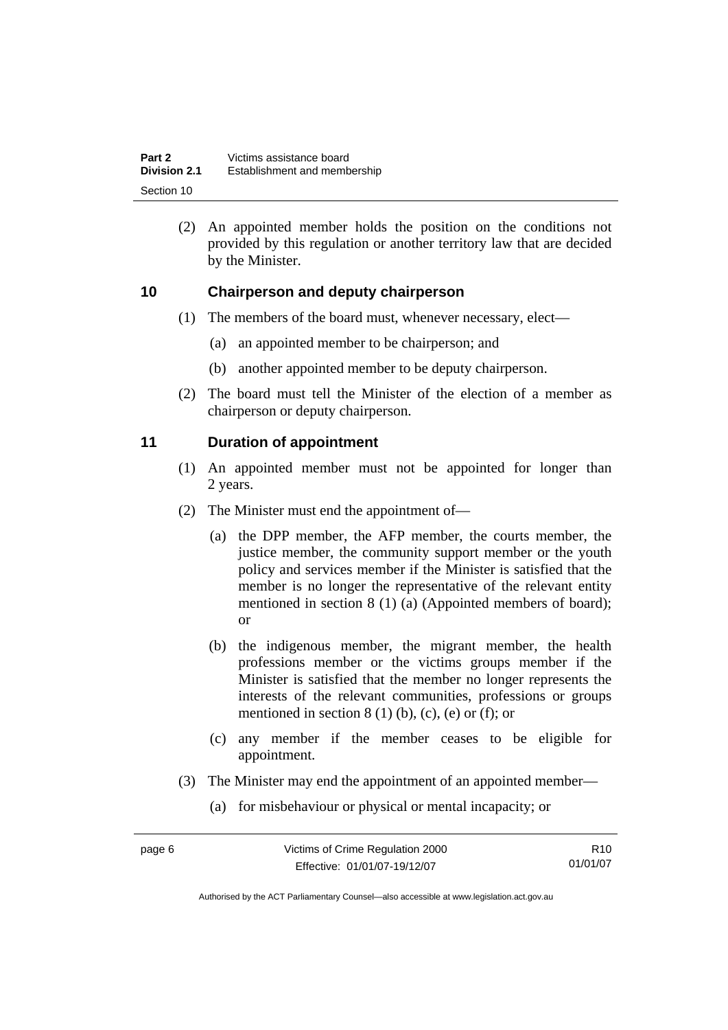(2) An appointed member holds the position on the conditions not provided by this regulation or another territory law that are decided by the Minister.

## 10 Chairperson and deputy chairperson

(1) The members of the board must, whenever necessary, elect—

(a) an appointed member to be chairperson; and

(b) another appointed member to be deputy chairperson.

(2) The board must tell the Minister of the election of a member as chairperson or deputy chairperson.

## 11 Duration of appointment

(1) An appointed member must not be appointed for longer than 2 years.

(2) The Minister must end the appointment of—

(a) the DPP member, the AFP member, the courts member, the justice member, the community support member or the youth policy and services member if the Minister is satisfied that the member is no longer the representative of the relevant entity mentioned in section 8 (1) (a) (Appointed members of board); or

(b) the indigenous member, the migrant member, the health professions member or the victims groups member if the Minister is satisfied that the member no longer represents the interests of the relevant communities, professions or groups mentioned in section 8 (1) (b), (c), (e) or (f); or

(c) any member if the member ceases to be eligible for appointment.

(3) The Minister may end the appointment of an appointed member—

(a) for misbehaviour or physical or mental incapacity; or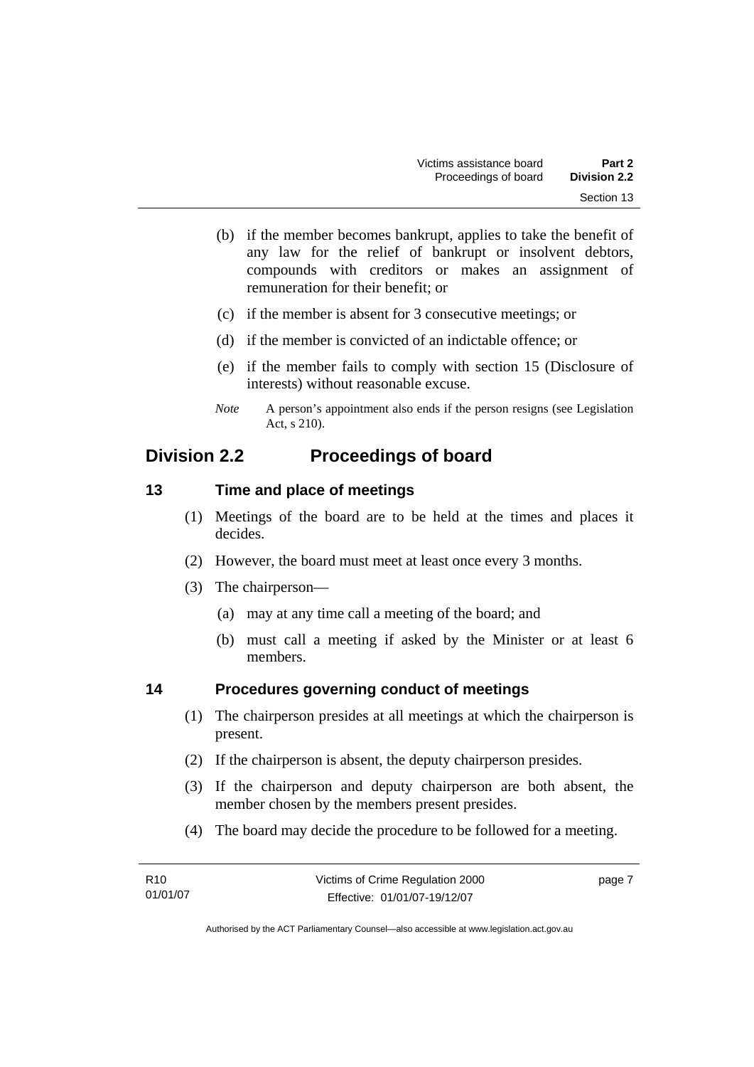(b) if the member becomes bankrupt, applies to take the benefit of any law for the relief of bankrupt or insolvent debtors, compounds with creditors or makes an assignment of remuneration for their benefit; or

(c) if the member is absent for 3 consecutive meetings; or

(d) if the member is convicted of an indictable offence; or

(e) if the member fails to comply with section 15 (Disclosure of interests) without reasonable excuse.

*Note* A person's appointment also ends if the person resigns (see Legislation Act, s 210).

## Division 2.2 Proceedings of board

### 13 Time and place of meetings

(1) Meetings of the board are to be held at the times and places it decides.

(2) However, the board must meet at least once every 3 months.

(3) The chairperson—

(a) may at any time call a meeting of the board; and

(b) must call a meeting if asked by the Minister or at least 6 members.

### 14 Procedures governing conduct of meetings

(1) The chairperson presides at all meetings at which the chairperson is present.

(2) If the chairperson is absent, the deputy chairperson presides.

(3) If the chairperson and deputy chairperson are both absent, the member chosen by the members present presides.

(4) The board may decide the procedure to be followed for a meeting.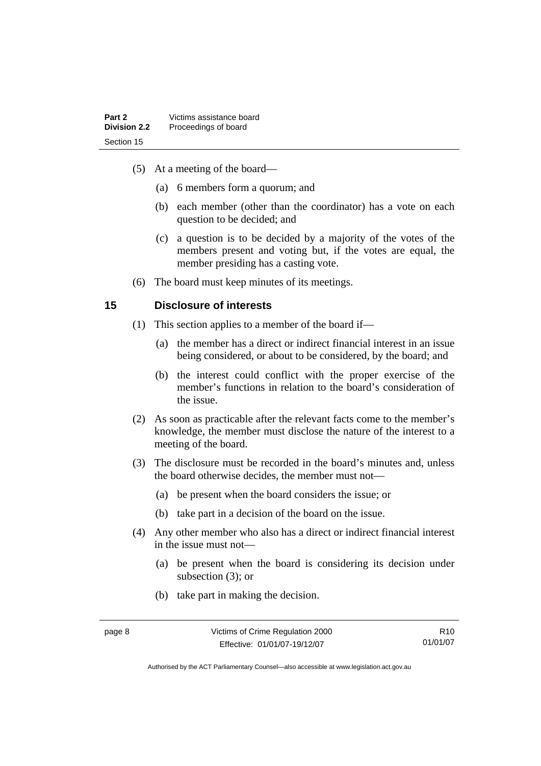(5) At a meeting of the board—

(a) 6 members form a quorum; and

(b) each member (other than the coordinator) has a vote on each question to be decided; and

(c) a question is to be decided by a majority of the votes of the members present and voting but, if the votes are equal, the member presiding has a casting vote.

(6) The board must keep minutes of its meetings.

## 15 Disclosure of interests

(1) This section applies to a member of the board if—

(a) the member has a direct or indirect financial interest in an issue being considered, or about to be considered, by the board; and

(b) the interest could conflict with the proper exercise of the member's functions in relation to the board's consideration of the issue.

(2) As soon as practicable after the relevant facts come to the member's knowledge, the member must disclose the nature of the interest to a meeting of the board.

(3) The disclosure must be recorded in the board's minutes and, unless the board otherwise decides, the member must not—

(a) be present when the board considers the issue; or

(b) take part in a decision of the board on the issue.

(4) Any other member who also has a direct or indirect financial interest in the issue must not—

(a) be present when the board is considering its decision under subsection (3); or

(b) take part in making the decision.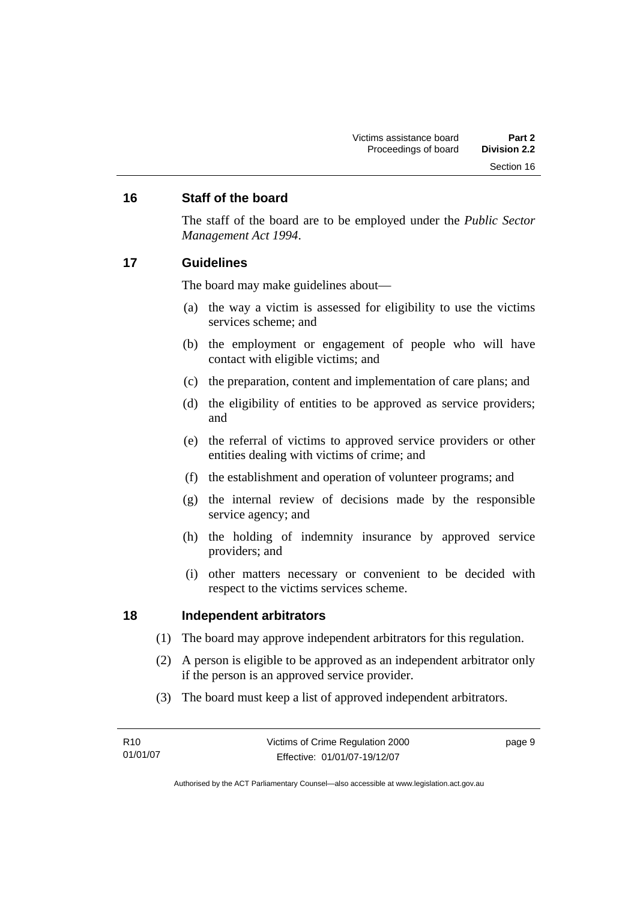## 16 Staff of the board

The staff of the board are to be employed under the *Public Sector Management Act 1994*.

## 17 Guidelines

The board may make guidelines about—

(a) the way a victim is assessed for eligibility to use the victims services scheme; and

(b) the employment or engagement of people who will have contact with eligible victims; and

(c) the preparation, content and implementation of care plans; and

(d) the eligibility of entities to be approved as service providers; and

(e) the referral of victims to approved service providers or other entities dealing with victims of crime; and

(f) the establishment and operation of volunteer programs; and

(g) the internal review of decisions made by the responsible service agency; and

(h) the holding of indemnity insurance by approved service providers; and

(i) other matters necessary or convenient to be decided with respect to the victims services scheme.

## 18 Independent arbitrators

(1) The board may approve independent arbitrators for this regulation.

(2) A person is eligible to be approved as an independent arbitrator only if the person is an approved service provider.

(3) The board must keep a list of approved independent arbitrators.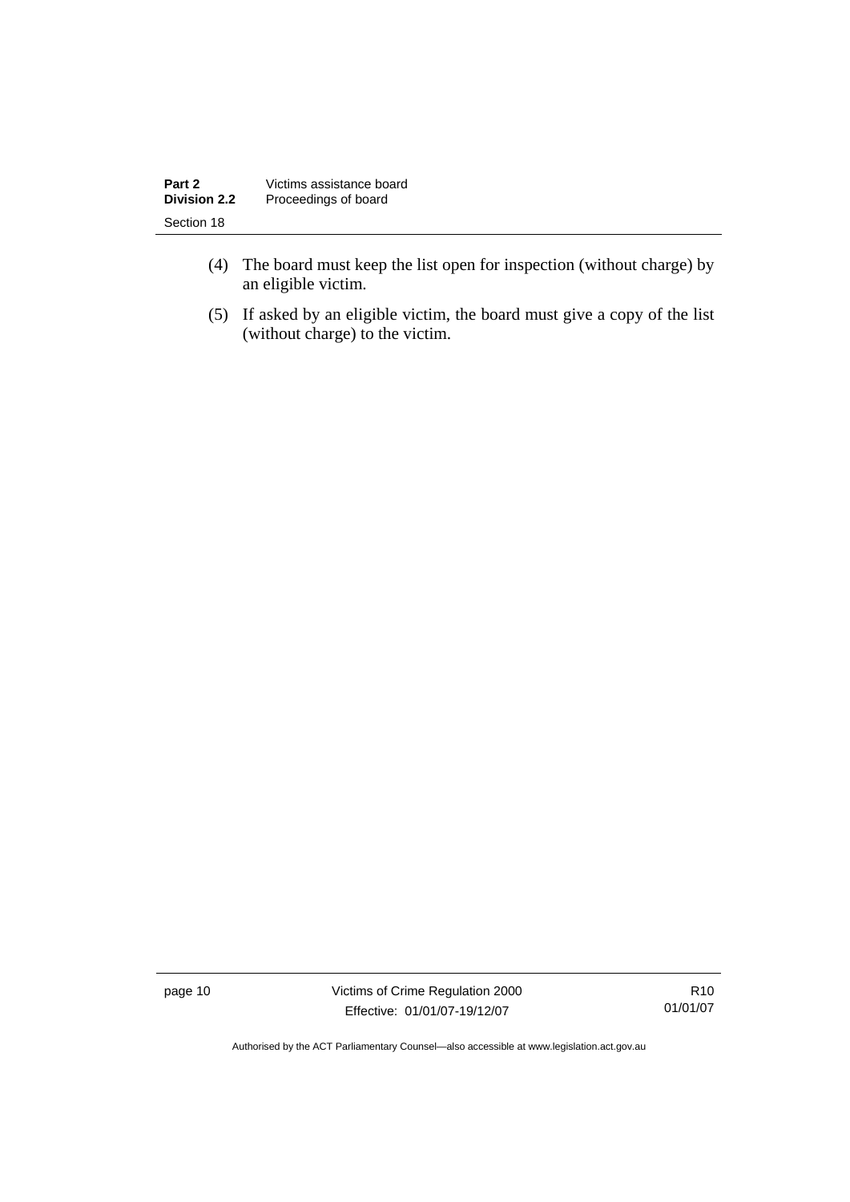(4) The board must keep the list open for inspection (without charge) by an eligible victim.

(5) If asked by an eligible victim, the board must give a copy of the list (without charge) to the victim.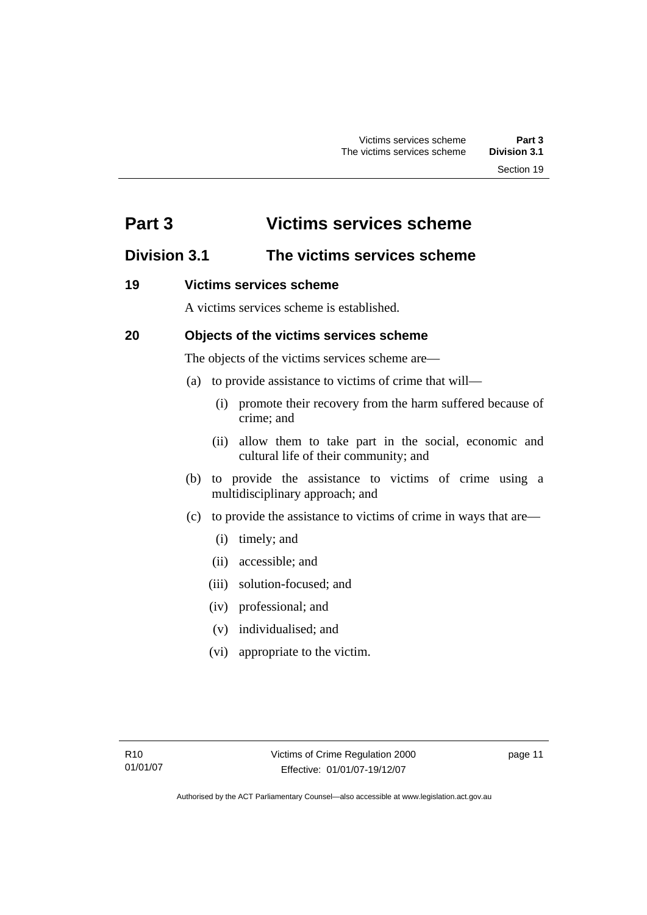# Part 3 Victims services scheme

## Division 3.1 The victims services scheme

### 19 Victims services scheme

A victims services scheme is established.

### 20 Objects of the victims services scheme

The objects of the victims services scheme are—

(a) to provide assistance to victims of crime that will—

(i) promote their recovery from the harm suffered because of crime; and

(ii) allow them to take part in the social, economic and cultural life of their community; and

(b) to provide the assistance to victims of crime using a multidisciplinary approach; and

(c) to provide the assistance to victims of crime in ways that are—

(i) timely; and

(ii) accessible; and

(iii) solution-focused; and

(iv) professional; and

(v) individualised; and

(vi) appropriate to the victim.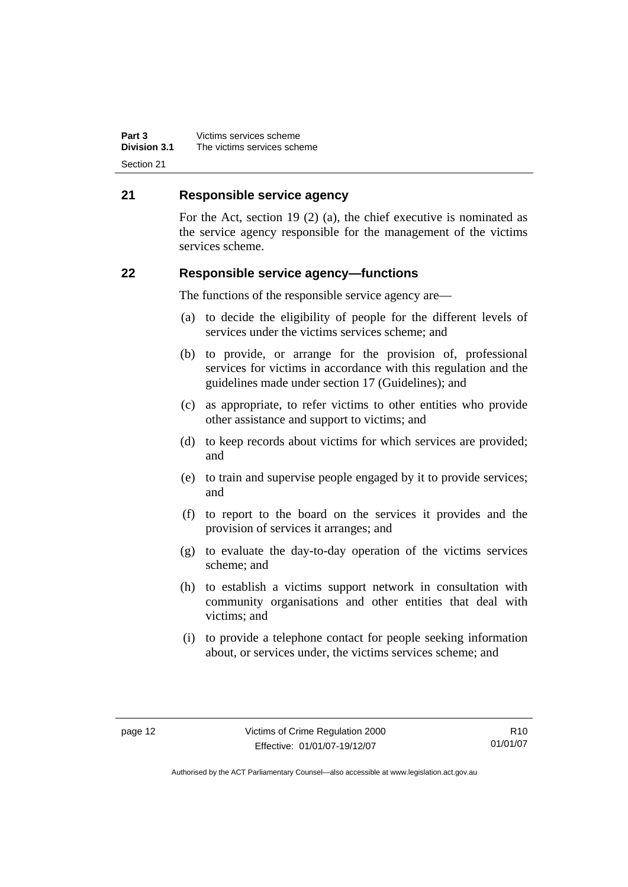## 21 Responsible service agency

For the Act, section 19 (2) (a), the chief executive is nominated as the service agency responsible for the management of the victims services scheme.

## 22 Responsible service agency—functions

The functions of the responsible service agency are—

(a) to decide the eligibility of people for the different levels of services under the victims services scheme; and

(b) to provide, or arrange for the provision of, professional services for victims in accordance with this regulation and the guidelines made under section 17 (Guidelines); and

(c) as appropriate, to refer victims to other entities who provide other assistance and support to victims; and

(d) to keep records about victims for which services are provided; and

(e) to train and supervise people engaged by it to provide services; and

(f) to report to the board on the services it provides and the provision of services it arranges; and

(g) to evaluate the day-to-day operation of the victims services scheme; and

(h) to establish a victims support network in consultation with community organisations and other entities that deal with victims; and

(i) to provide a telephone contact for people seeking information about, or services under, the victims services scheme; and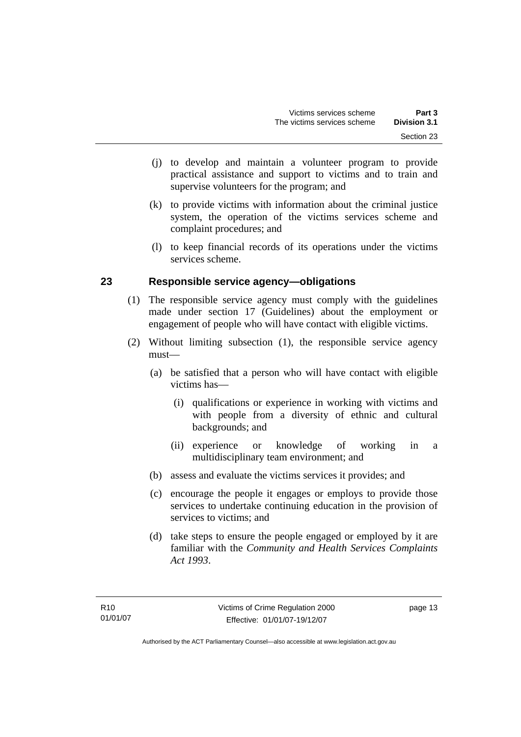(j) to develop and maintain a volunteer program to provide practical assistance and support to victims and to train and supervise volunteers for the program; and

(k) to provide victims with information about the criminal justice system, the operation of the victims services scheme and complaint procedures; and

(l) to keep financial records of its operations under the victims services scheme.

## 23 Responsible service agency—obligations

(1) The responsible service agency must comply with the guidelines made under section 17 (Guidelines) about the employment or engagement of people who will have contact with eligible victims.

(2) Without limiting subsection (1), the responsible service agency must—

(a) be satisfied that a person who will have contact with eligible victims has—

(i) qualifications or experience in working with victims and with people from a diversity of ethnic and cultural backgrounds; and

(ii) experience or knowledge of working in a multidisciplinary team environment; and

(b) assess and evaluate the victims services it provides; and

(c) encourage the people it engages or employs to provide those services to undertake continuing education in the provision of services to victims; and

(d) take steps to ensure the people engaged or employed by it are familiar with the *Community and Health Services Complaints Act 1993*.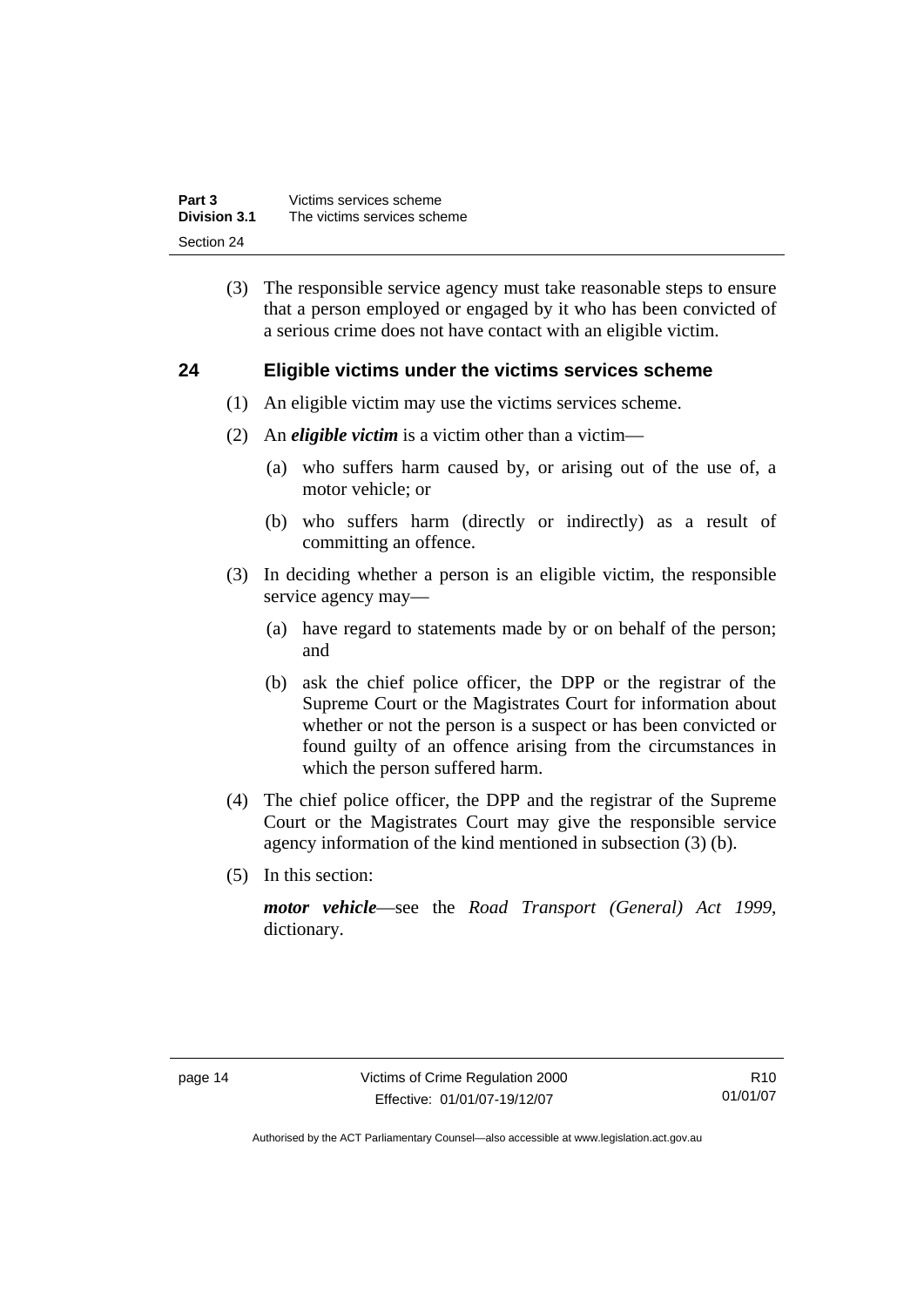(3) The responsible service agency must take reasonable steps to ensure that a person employed or engaged by it who has been convicted of a serious crime does not have contact with an eligible victim.

## 24 Eligible victims under the victims services scheme

(1) An eligible victim may use the victims services scheme.

(2) An ***eligible victim*** is a victim other than a victim—

(a) who suffers harm caused by, or arising out of the use of, a motor vehicle; or

(b) who suffers harm (directly or indirectly) as a result of committing an offence.

(3) In deciding whether a person is an eligible victim, the responsible service agency may—

(a) have regard to statements made by or on behalf of the person; and

(b) ask the chief police officer, the DPP or the registrar of the Supreme Court or the Magistrates Court for information about whether or not the person is a suspect or has been convicted or found guilty of an offence arising from the circumstances in which the person suffered harm.

(4) The chief police officer, the DPP and the registrar of the Supreme Court or the Magistrates Court may give the responsible service agency information of the kind mentioned in subsection (3) (b).

(5) In this section:

***motor vehicle***—see the *Road Transport (General) Act 1999*, dictionary.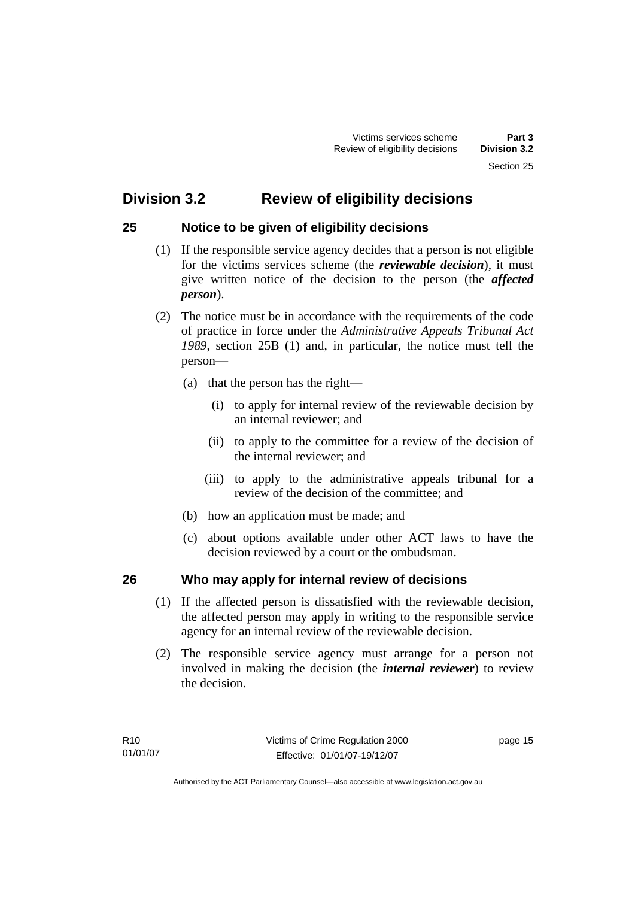## Division 3.2 Review of eligibility decisions

### 25 Notice to be given of eligibility decisions

(1) If the responsible service agency decides that a person is not eligible for the victims services scheme (the ***reviewable decision***), it must give written notice of the decision to the person (the ***affected person***).

(2) The notice must be in accordance with the requirements of the code of practice in force under the *Administrative Appeals Tribunal Act 1989*, section 25B (1) and, in particular, the notice must tell the person—

(a) that the person has the right—

(i) to apply for internal review of the reviewable decision by an internal reviewer; and

(ii) to apply to the committee for a review of the decision of the internal reviewer; and

(iii) to apply to the administrative appeals tribunal for a review of the decision of the committee; and

(b) how an application must be made; and

(c) about options available under other ACT laws to have the decision reviewed by a court or the ombudsman.

### 26 Who may apply for internal review of decisions

(1) If the affected person is dissatisfied with the reviewable decision, the affected person may apply in writing to the responsible service agency for an internal review of the reviewable decision.

(2) The responsible service agency must arrange for a person not involved in making the decision (the ***internal reviewer***) to review the decision.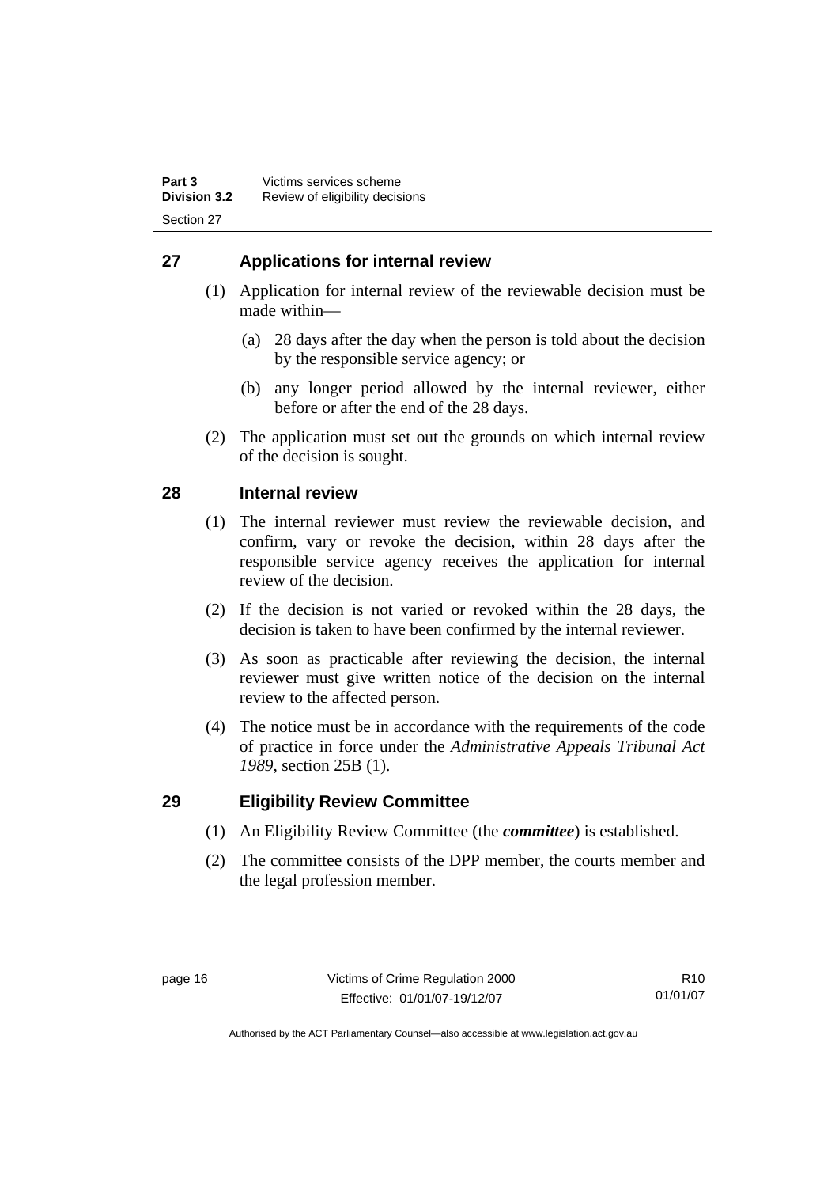## 27 Applications for internal review

(1) Application for internal review of the reviewable decision must be made within—

(a) 28 days after the day when the person is told about the decision by the responsible service agency; or

(b) any longer period allowed by the internal reviewer, either before or after the end of the 28 days.

(2) The application must set out the grounds on which internal review of the decision is sought.

## 28 Internal review

(1) The internal reviewer must review the reviewable decision, and confirm, vary or revoke the decision, within 28 days after the responsible service agency receives the application for internal review of the decision.

(2) If the decision is not varied or revoked within the 28 days, the decision is taken to have been confirmed by the internal reviewer.

(3) As soon as practicable after reviewing the decision, the internal reviewer must give written notice of the decision on the internal review to the affected person.

(4) The notice must be in accordance with the requirements of the code of practice in force under the *Administrative Appeals Tribunal Act 1989*, section 25B (1).

## 29 Eligibility Review Committee

(1) An Eligibility Review Committee (the ***committee***) is established.

(2) The committee consists of the DPP member, the courts member and the legal profession member.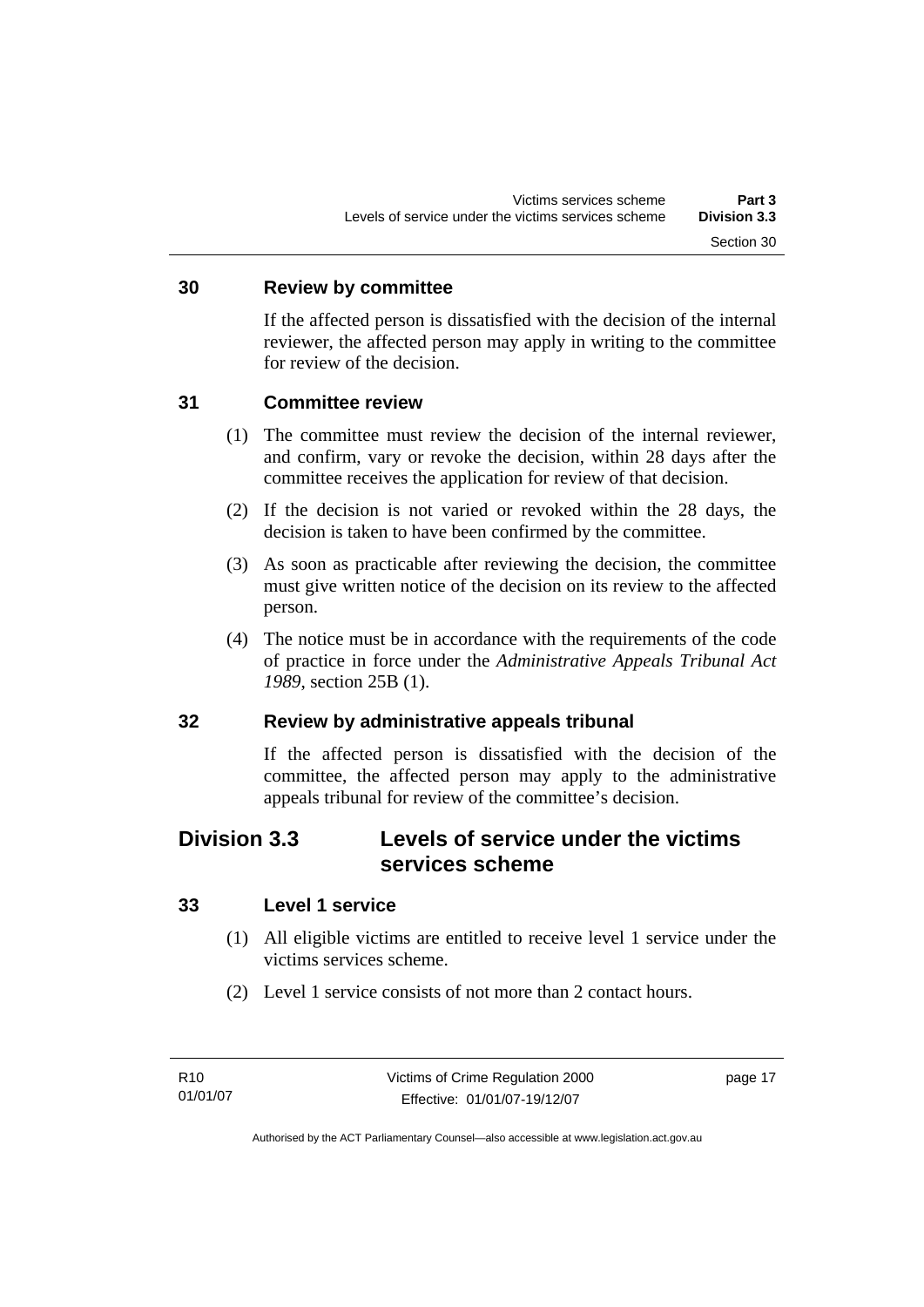### 30 Review by committee

If the affected person is dissatisfied with the decision of the internal reviewer, the affected person may apply in writing to the committee for review of the decision.

### 31 Committee review

(1) The committee must review the decision of the internal reviewer, and confirm, vary or revoke the decision, within 28 days after the committee receives the application for review of that decision.

(2) If the decision is not varied or revoked within the 28 days, the decision is taken to have been confirmed by the committee.

(3) As soon as practicable after reviewing the decision, the committee must give written notice of the decision on its review to the affected person.

(4) The notice must be in accordance with the requirements of the code of practice in force under the *Administrative Appeals Tribunal Act 1989*, section 25B (1).

### 32 Review by administrative appeals tribunal

If the affected person is dissatisfied with the decision of the committee, the affected person may apply to the administrative appeals tribunal for review of the committee's decision.

## Division 3.3 Levels of service under the victims services scheme

### 33 Level 1 service

(1) All eligible victims are entitled to receive level 1 service under the victims services scheme.

(2) Level 1 service consists of not more than 2 contact hours.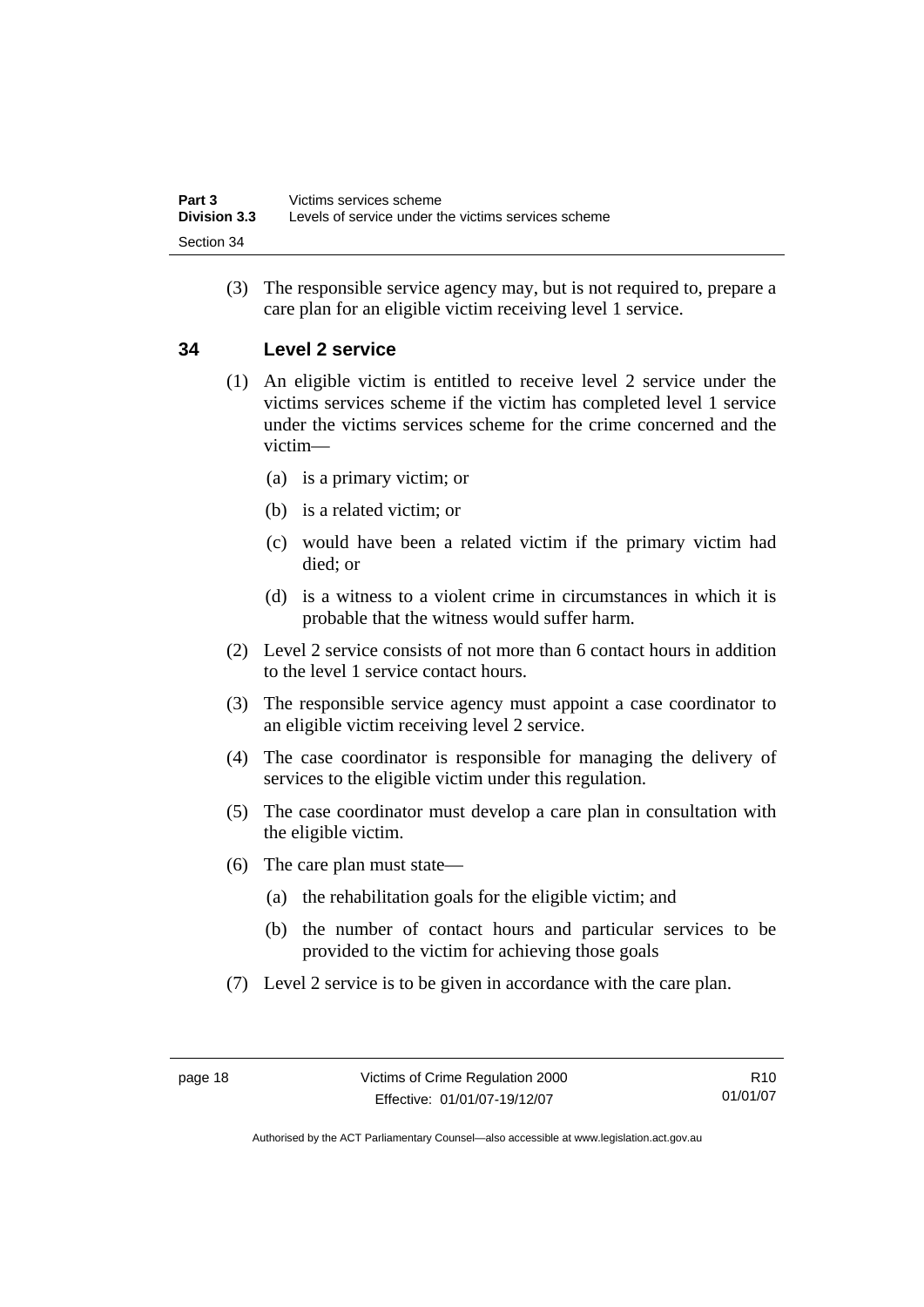(3) The responsible service agency may, but is not required to, prepare a care plan for an eligible victim receiving level 1 service.

## 34 Level 2 service

(1) An eligible victim is entitled to receive level 2 service under the victims services scheme if the victim has completed level 1 service under the victims services scheme for the crime concerned and the victim—

(a) is a primary victim; or

(b) is a related victim; or

(c) would have been a related victim if the primary victim had died; or

(d) is a witness to a violent crime in circumstances in which it is probable that the witness would suffer harm.

(2) Level 2 service consists of not more than 6 contact hours in addition to the level 1 service contact hours.

(3) The responsible service agency must appoint a case coordinator to an eligible victim receiving level 2 service.

(4) The case coordinator is responsible for managing the delivery of services to the eligible victim under this regulation.

(5) The case coordinator must develop a care plan in consultation with the eligible victim.

(6) The care plan must state—

(a) the rehabilitation goals for the eligible victim; and

(b) the number of contact hours and particular services to be provided to the victim for achieving those goals

(7) Level 2 service is to be given in accordance with the care plan.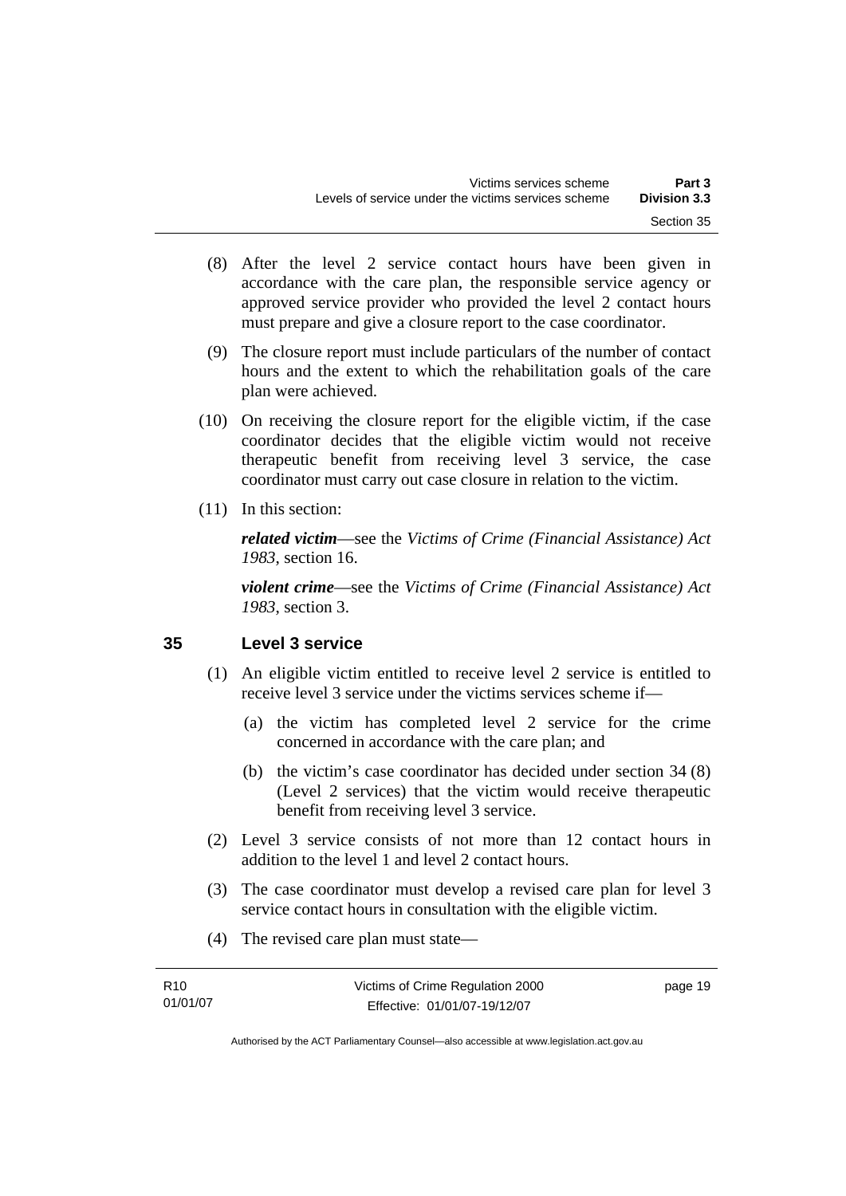(8) After the level 2 service contact hours have been given in accordance with the care plan, the responsible service agency or approved service provider who provided the level 2 contact hours must prepare and give a closure report to the case coordinator.

(9) The closure report must include particulars of the number of contact hours and the extent to which the rehabilitation goals of the care plan were achieved.

(10) On receiving the closure report for the eligible victim, if the case coordinator decides that the eligible victim would not receive therapeutic benefit from receiving level 3 service, the case coordinator must carry out case closure in relation to the victim.

(11) In this section:

***related victim***—see the *Victims of Crime (Financial Assistance) Act 1983*, section 16.

***violent crime***—see the *Victims of Crime (Financial Assistance) Act 1983*, section 3.

## 35 Level 3 service

(1) An eligible victim entitled to receive level 2 service is entitled to receive level 3 service under the victims services scheme if—

(a) the victim has completed level 2 service for the crime concerned in accordance with the care plan; and

(b) the victim's case coordinator has decided under section 34 (8) (Level 2 services) that the victim would receive therapeutic benefit from receiving level 3 service.

(2) Level 3 service consists of not more than 12 contact hours in addition to the level 1 and level 2 contact hours.

(3) The case coordinator must develop a revised care plan for level 3 service contact hours in consultation with the eligible victim.

(4) The revised care plan must state—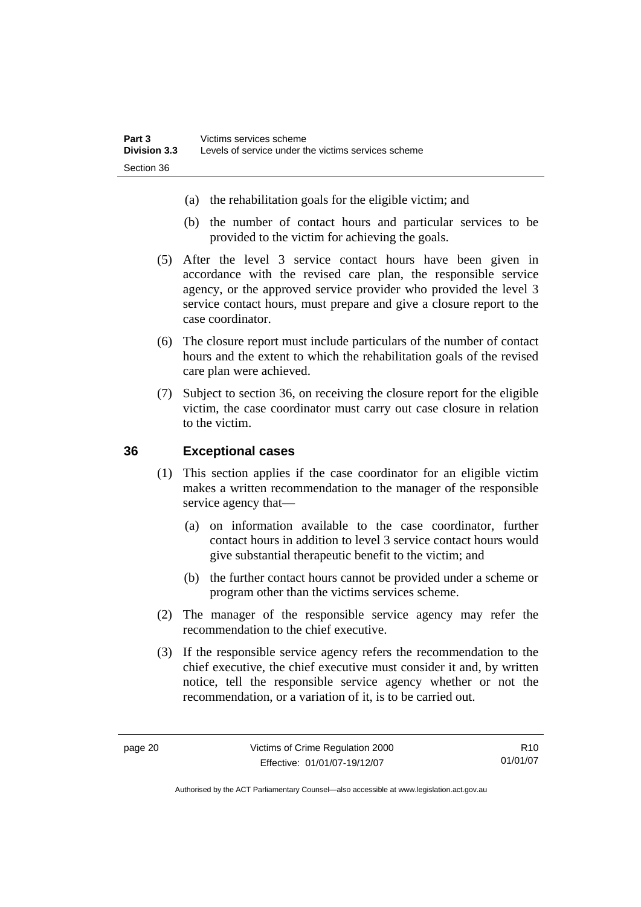(a) the rehabilitation goals for the eligible victim; and

(b) the number of contact hours and particular services to be provided to the victim for achieving the goals.

(5) After the level 3 service contact hours have been given in accordance with the revised care plan, the responsible service agency, or the approved service provider who provided the level 3 service contact hours, must prepare and give a closure report to the case coordinator.

(6) The closure report must include particulars of the number of contact hours and the extent to which the rehabilitation goals of the revised care plan were achieved.

(7) Subject to section 36, on receiving the closure report for the eligible victim, the case coordinator must carry out case closure in relation to the victim.

## 36 Exceptional cases

(1) This section applies if the case coordinator for an eligible victim makes a written recommendation to the manager of the responsible service agency that—

(a) on information available to the case coordinator, further contact hours in addition to level 3 service contact hours would give substantial therapeutic benefit to the victim; and

(b) the further contact hours cannot be provided under a scheme or program other than the victims services scheme.

(2) The manager of the responsible service agency may refer the recommendation to the chief executive.

(3) If the responsible service agency refers the recommendation to the chief executive, the chief executive must consider it and, by written notice, tell the responsible service agency whether or not the recommendation, or a variation of it, is to be carried out.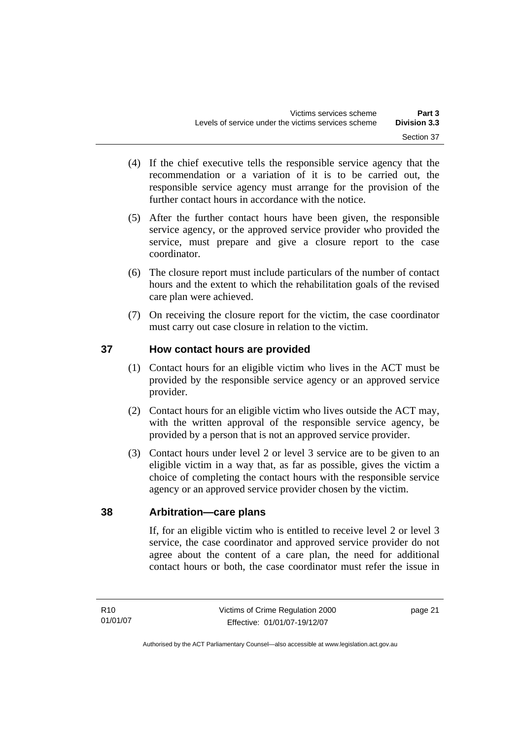(4) If the chief executive tells the responsible service agency that the recommendation or a variation of it is to be carried out, the responsible service agency must arrange for the provision of the further contact hours in accordance with the notice.

(5) After the further contact hours have been given, the responsible service agency, or the approved service provider who provided the service, must prepare and give a closure report to the case coordinator.

(6) The closure report must include particulars of the number of contact hours and the extent to which the rehabilitation goals of the revised care plan were achieved.

(7) On receiving the closure report for the victim, the case coordinator must carry out case closure in relation to the victim.

## 37 How contact hours are provided

(1) Contact hours for an eligible victim who lives in the ACT must be provided by the responsible service agency or an approved service provider.

(2) Contact hours for an eligible victim who lives outside the ACT may, with the written approval of the responsible service agency, be provided by a person that is not an approved service provider.

(3) Contact hours under level 2 or level 3 service are to be given to an eligible victim in a way that, as far as possible, gives the victim a choice of completing the contact hours with the responsible service agency or an approved service provider chosen by the victim.

## 38 Arbitration—care plans

If, for an eligible victim who is entitled to receive level 2 or level 3 service, the case coordinator and approved service provider do not agree about the content of a care plan, the need for additional contact hours or both, the case coordinator must refer the issue in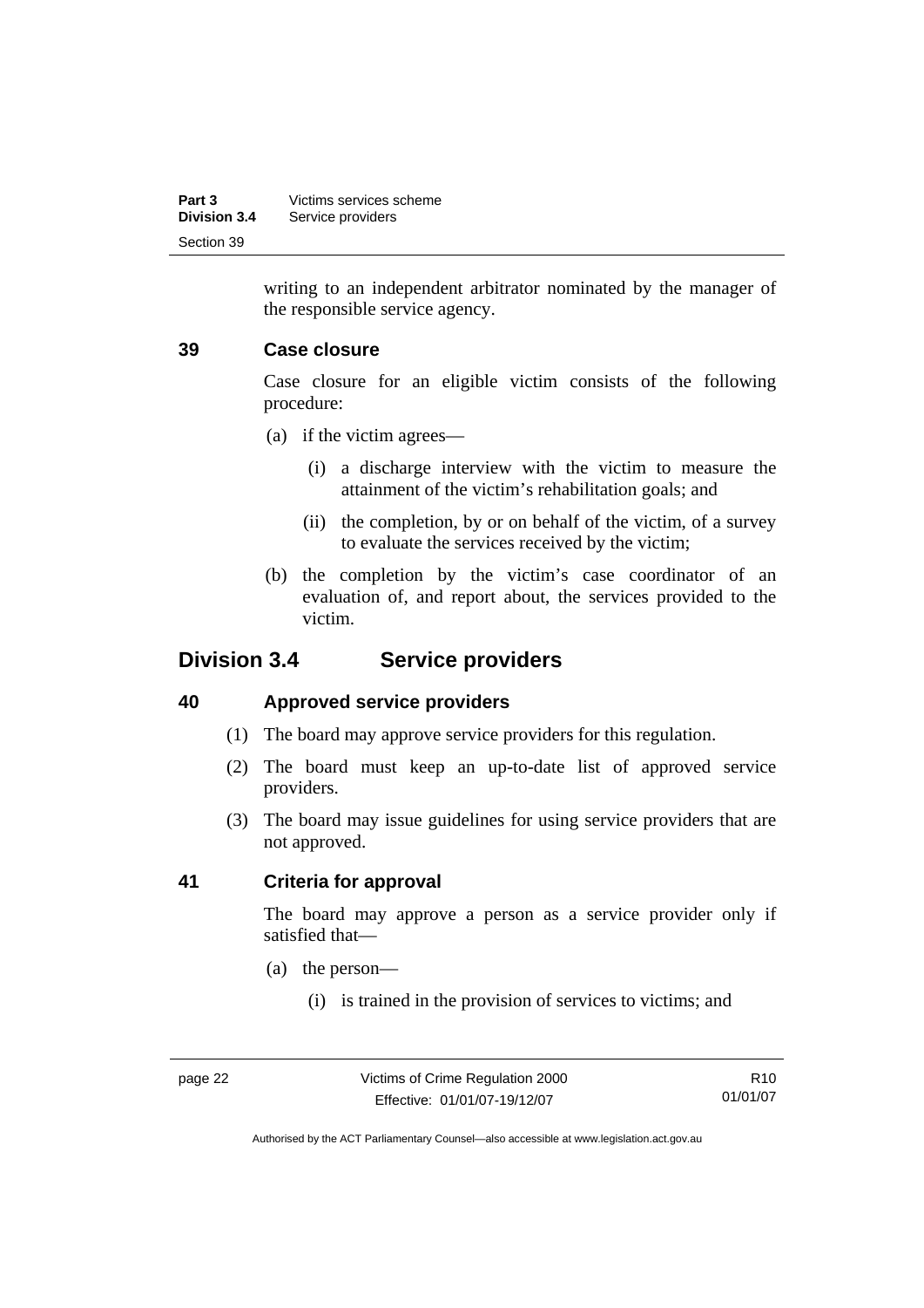writing to an independent arbitrator nominated by the manager of the responsible service agency.

### 39 Case closure

Case closure for an eligible victim consists of the following procedure:

(a) if the victim agrees—

  (i) a discharge interview with the victim to measure the attainment of the victim's rehabilitation goals; and

  (ii) the completion, by or on behalf of the victim, of a survey to evaluate the services received by the victim;

(b) the completion by the victim's case coordinator of an evaluation of, and report about, the services provided to the victim.

## Division 3.4 Service providers

### 40 Approved service providers

(1) The board may approve service providers for this regulation.

(2) The board must keep an up-to-date list of approved service providers.

(3) The board may issue guidelines for using service providers that are not approved.

### 41 Criteria for approval

The board may approve a person as a service provider only if satisfied that—

(a) the person—

  (i) is trained in the provision of services to victims; and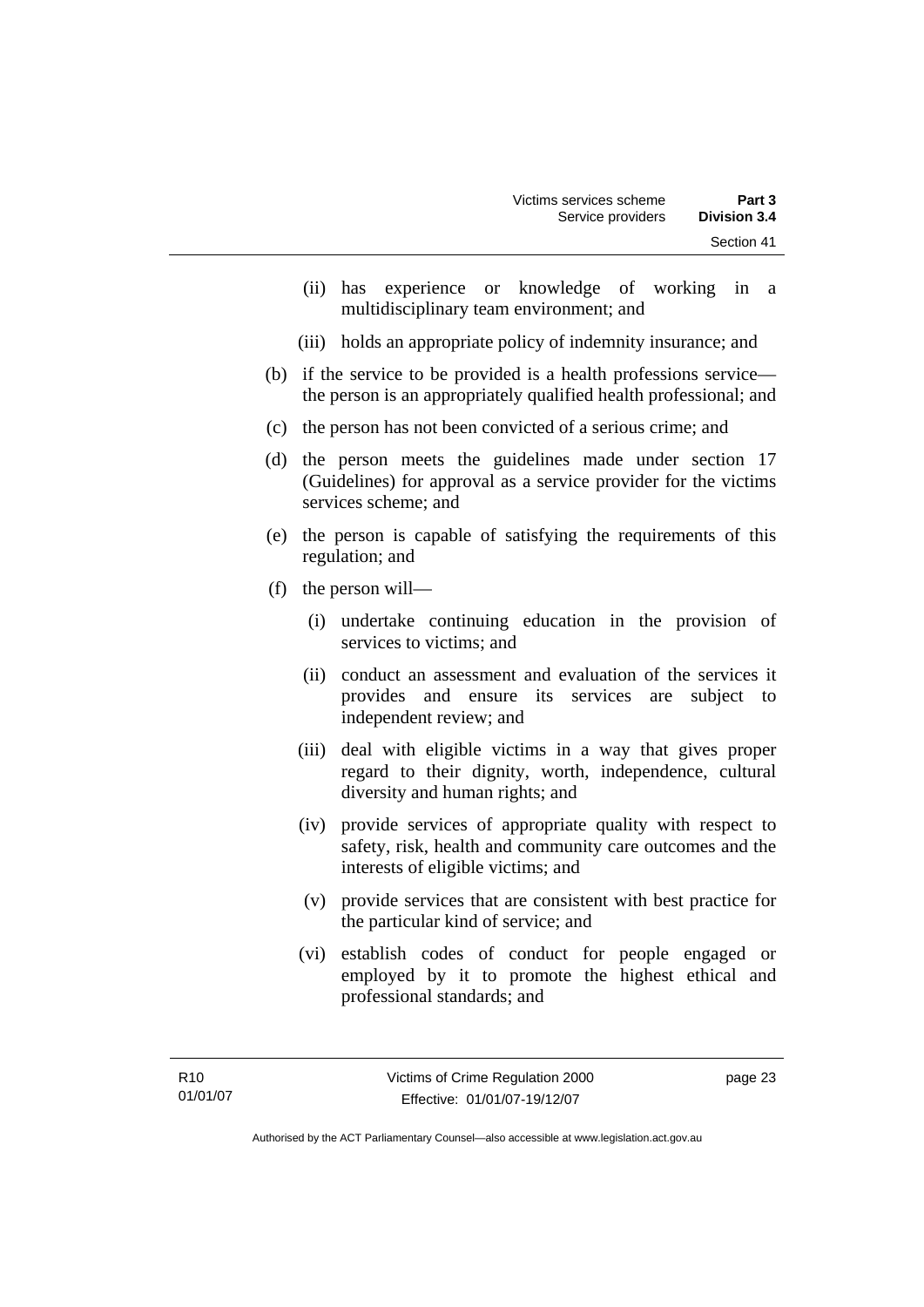(ii) has experience or knowledge of working in a multidisciplinary team environment; and

(iii) holds an appropriate policy of indemnity insurance; and

(b) if the service to be provided is a health professions service—the person is an appropriately qualified health professional; and

(c) the person has not been convicted of a serious crime; and

(d) the person meets the guidelines made under section 17 (Guidelines) for approval as a service provider for the victims services scheme; and

(e) the person is capable of satisfying the requirements of this regulation; and

(f) the person will—

(i) undertake continuing education in the provision of services to victims; and

(ii) conduct an assessment and evaluation of the services it provides and ensure its services are subject to independent review; and

(iii) deal with eligible victims in a way that gives proper regard to their dignity, worth, independence, cultural diversity and human rights; and

(iv) provide services of appropriate quality with respect to safety, risk, health and community care outcomes and the interests of eligible victims; and

(v) provide services that are consistent with best practice for the particular kind of service; and

(vi) establish codes of conduct for people engaged or employed by it to promote the highest ethical and professional standards; and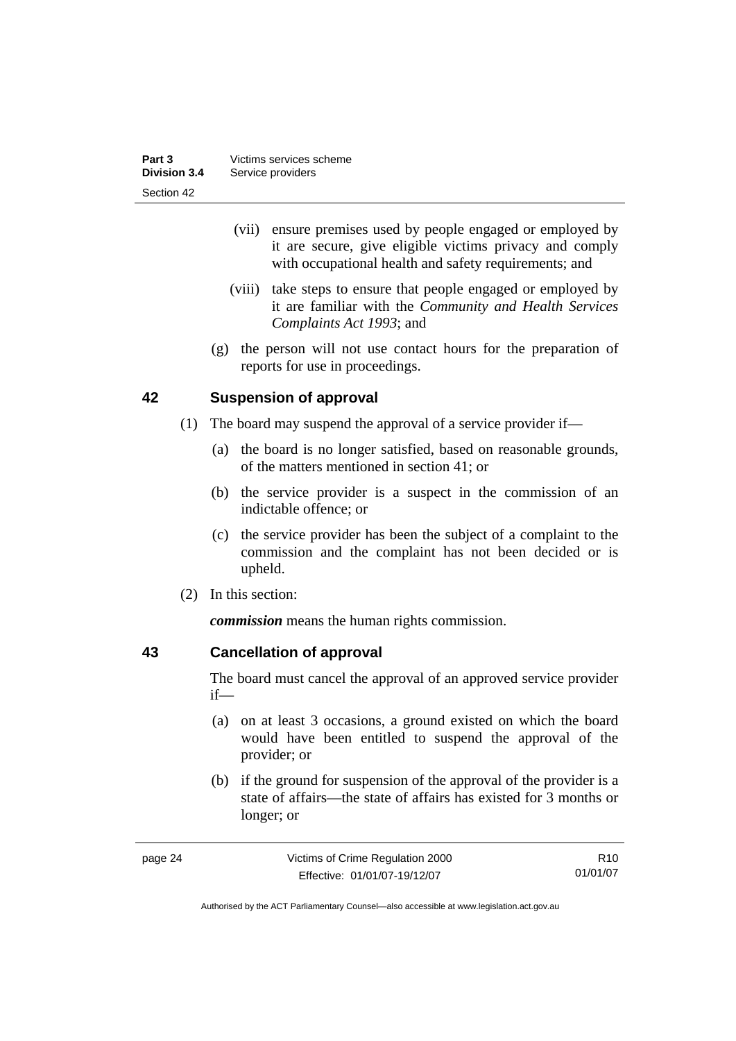(vii) ensure premises used by people engaged or employed by it are secure, give eligible victims privacy and comply with occupational health and safety requirements; and

(viii) take steps to ensure that people engaged or employed by it are familiar with the *Community and Health Services Complaints Act 1993*; and

(g) the person will not use contact hours for the preparation of reports for use in proceedings.

## 42 Suspension of approval

(1) The board may suspend the approval of a service provider if—

(a) the board is no longer satisfied, based on reasonable grounds, of the matters mentioned in section 41; or

(b) the service provider is a suspect in the commission of an indictable offence; or

(c) the service provider has been the subject of a complaint to the commission and the complaint has not been decided or is upheld.

(2) In this section:

***commission*** means the human rights commission.

## 43 Cancellation of approval

The board must cancel the approval of an approved service provider if—

(a) on at least 3 occasions, a ground existed on which the board would have been entitled to suspend the approval of the provider; or

(b) if the ground for suspension of the approval of the provider is a state of affairs—the state of affairs has existed for 3 months or longer; or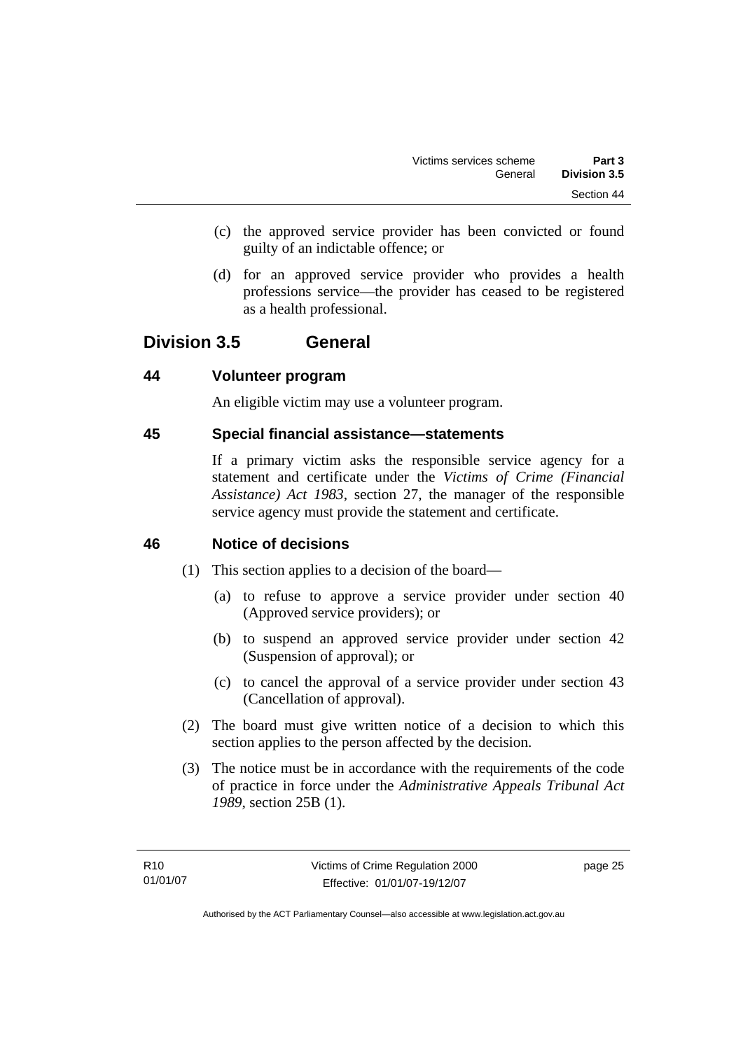(c) the approved service provider has been convicted or found guilty of an indictable offence; or

(d) for an approved service provider who provides a health professions service—the provider has ceased to be registered as a health professional.

## Division 3.5 General

### 44 Volunteer program

An eligible victim may use a volunteer program.

### 45 Special financial assistance—statements

If a primary victim asks the responsible service agency for a statement and certificate under the *Victims of Crime (Financial Assistance) Act 1983*, section 27, the manager of the responsible service agency must provide the statement and certificate.

### 46 Notice of decisions

(1) This section applies to a decision of the board—

(a) to refuse to approve a service provider under section 40 (Approved service providers); or

(b) to suspend an approved service provider under section 42 (Suspension of approval); or

(c) to cancel the approval of a service provider under section 43 (Cancellation of approval).

(2) The board must give written notice of a decision to which this section applies to the person affected by the decision.

(3) The notice must be in accordance with the requirements of the code of practice in force under the *Administrative Appeals Tribunal Act 1989*, section 25B (1).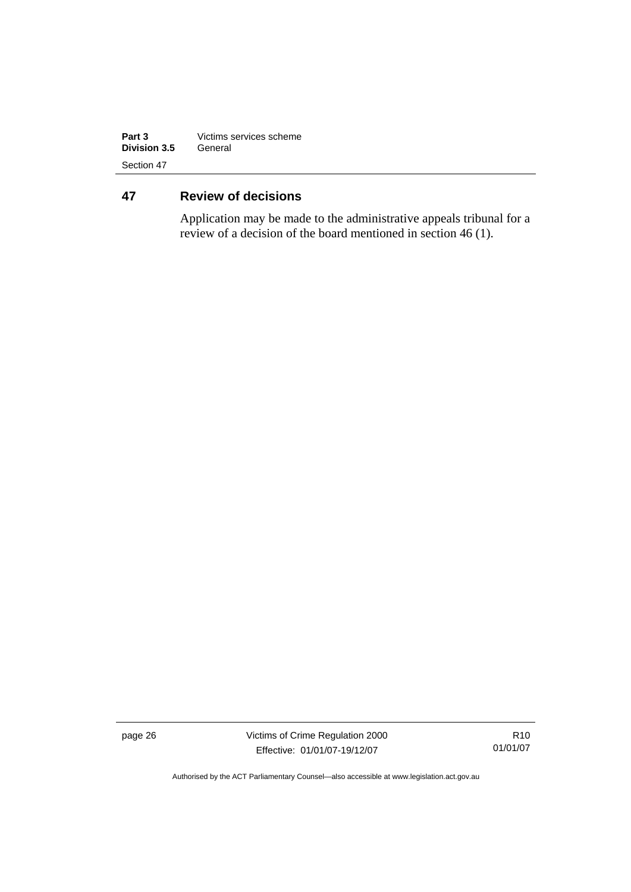## 47 Review of decisions

Application may be made to the administrative appeals tribunal for a review of a decision of the board mentioned in section 46 (1).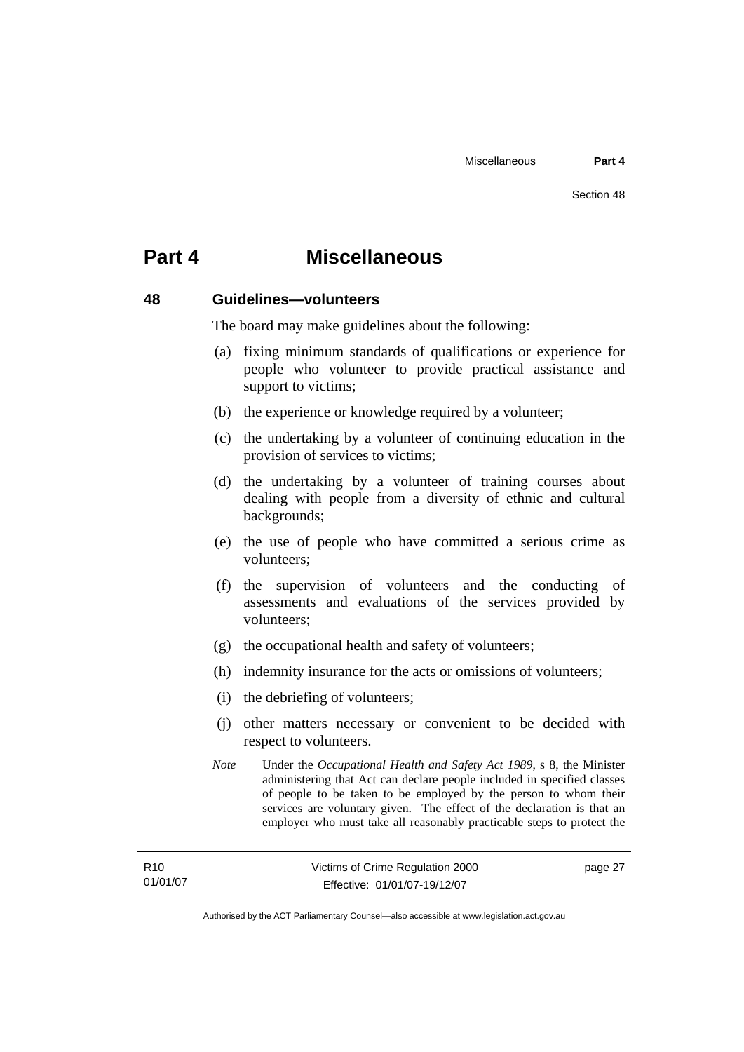# Part 4 Miscellaneous

## 48 Guidelines—volunteers

The board may make guidelines about the following:

(a) fixing minimum standards of qualifications or experience for people who volunteer to provide practical assistance and support to victims;

(b) the experience or knowledge required by a volunteer;

(c) the undertaking by a volunteer of continuing education in the provision of services to victims;

(d) the undertaking by a volunteer of training courses about dealing with people from a diversity of ethnic and cultural backgrounds;

(e) the use of people who have committed a serious crime as volunteers;

(f) the supervision of volunteers and the conducting of assessments and evaluations of the services provided by volunteers;

(g) the occupational health and safety of volunteers;

(h) indemnity insurance for the acts or omissions of volunteers;

(i) the debriefing of volunteers;

(j) other matters necessary or convenient to be decided with respect to volunteers.

*Note* Under the *Occupational Health and Safety Act 1989*, s 8, the Minister administering that Act can declare people included in specified classes of people to be taken to be employed by the person to whom their services are voluntary given. The effect of the declaration is that an employer who must take all reasonably practicable steps to protect the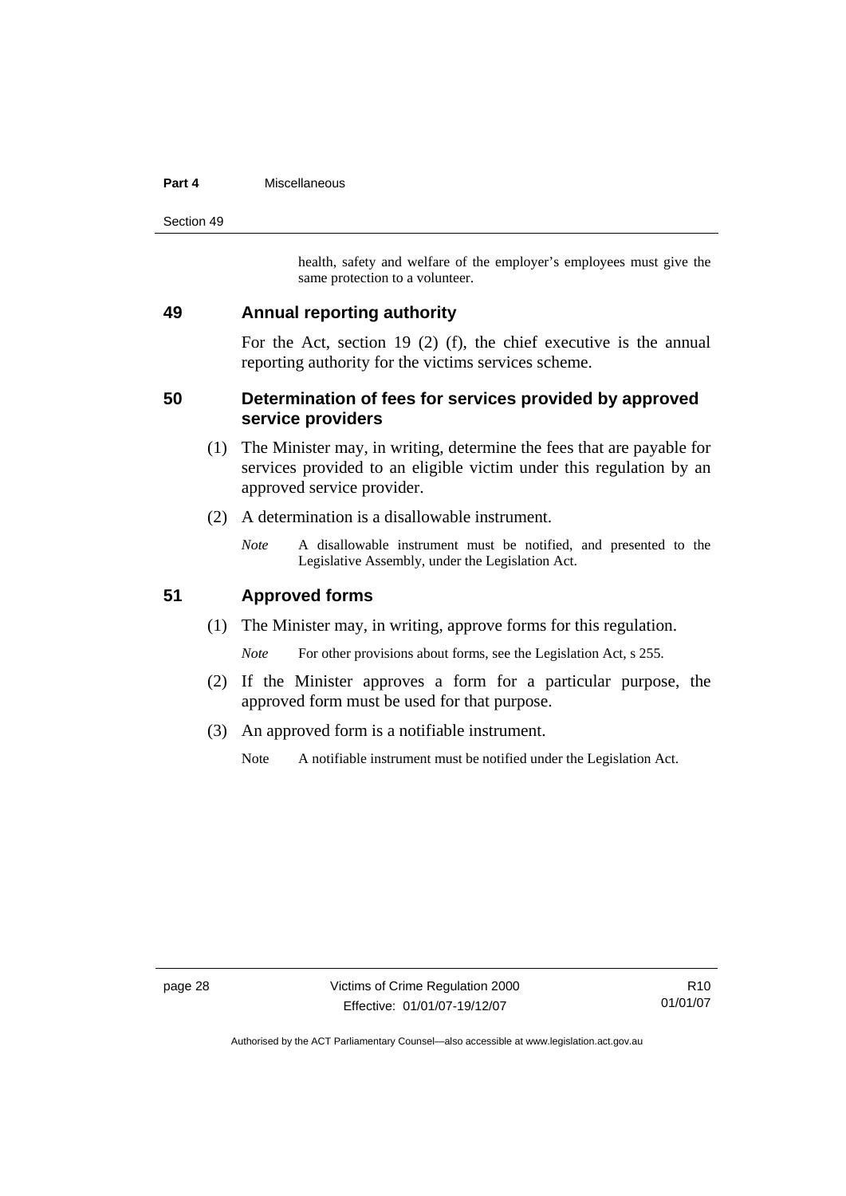health, safety and welfare of the employer's employees must give the same protection to a volunteer.

## 49 Annual reporting authority

For the Act, section 19 (2) (f), the chief executive is the annual reporting authority for the victims services scheme.

## 50 Determination of fees for services provided by approved service providers

(1) The Minister may, in writing, determine the fees that are payable for services provided to an eligible victim under this regulation by an approved service provider.

(2) A determination is a disallowable instrument.

*Note* A disallowable instrument must be notified, and presented to the Legislative Assembly, under the Legislation Act.

## 51 Approved forms

(1) The Minister may, in writing, approve forms for this regulation.

*Note* For other provisions about forms, see the Legislation Act, s 255.

(2) If the Minister approves a form for a particular purpose, the approved form must be used for that purpose.

(3) An approved form is a notifiable instrument.

Note A notifiable instrument must be notified under the Legislation Act.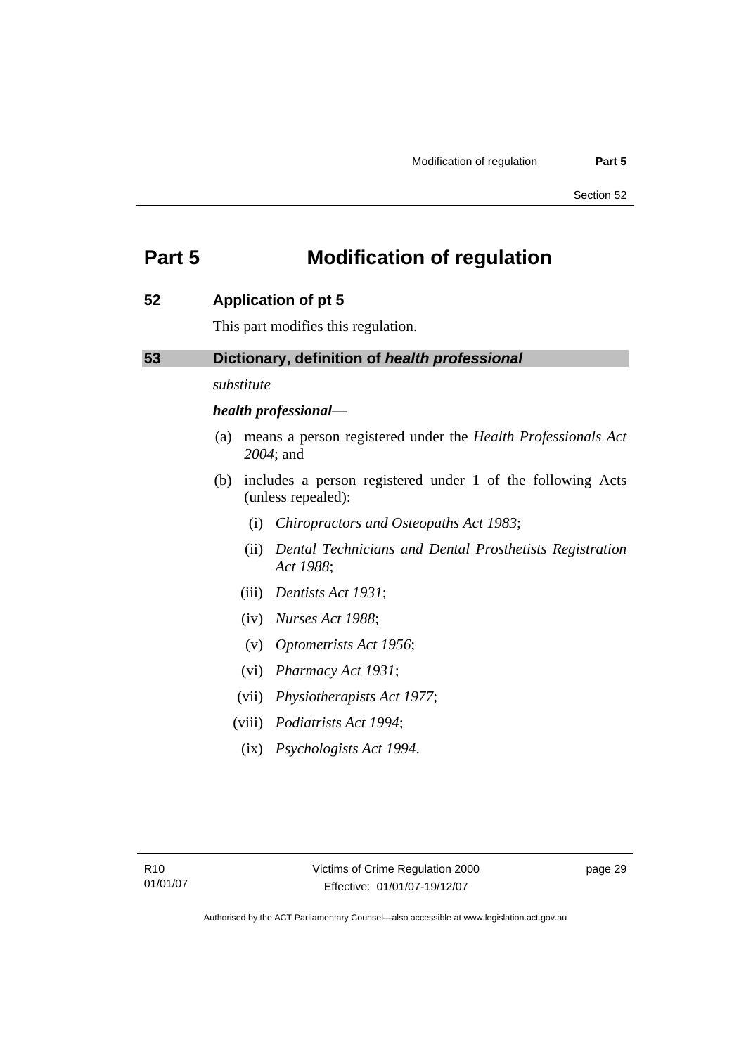# Part 5 Modification of regulation

## 52 Application of pt 5

This part modifies this regulation.

## 53 Dictionary, definition of *health professional*

*substitute*

***health professional***—

(a) means a person registered under the *Health Professionals Act 2004*; and

(b) includes a person registered under 1 of the following Acts (unless repealed):

- (i) *Chiropractors and Osteopaths Act 1983*;
- (ii) *Dental Technicians and Dental Prosthetists Registration Act 1988*;
- (iii) *Dentists Act 1931*;
- (iv) *Nurses Act 1988*;
- (v) *Optometrists Act 1956*;
- (vi) *Pharmacy Act 1931*;
- (vii) *Physiotherapists Act 1977*;
- (viii) *Podiatrists Act 1994*;
- (ix) *Psychologists Act 1994*.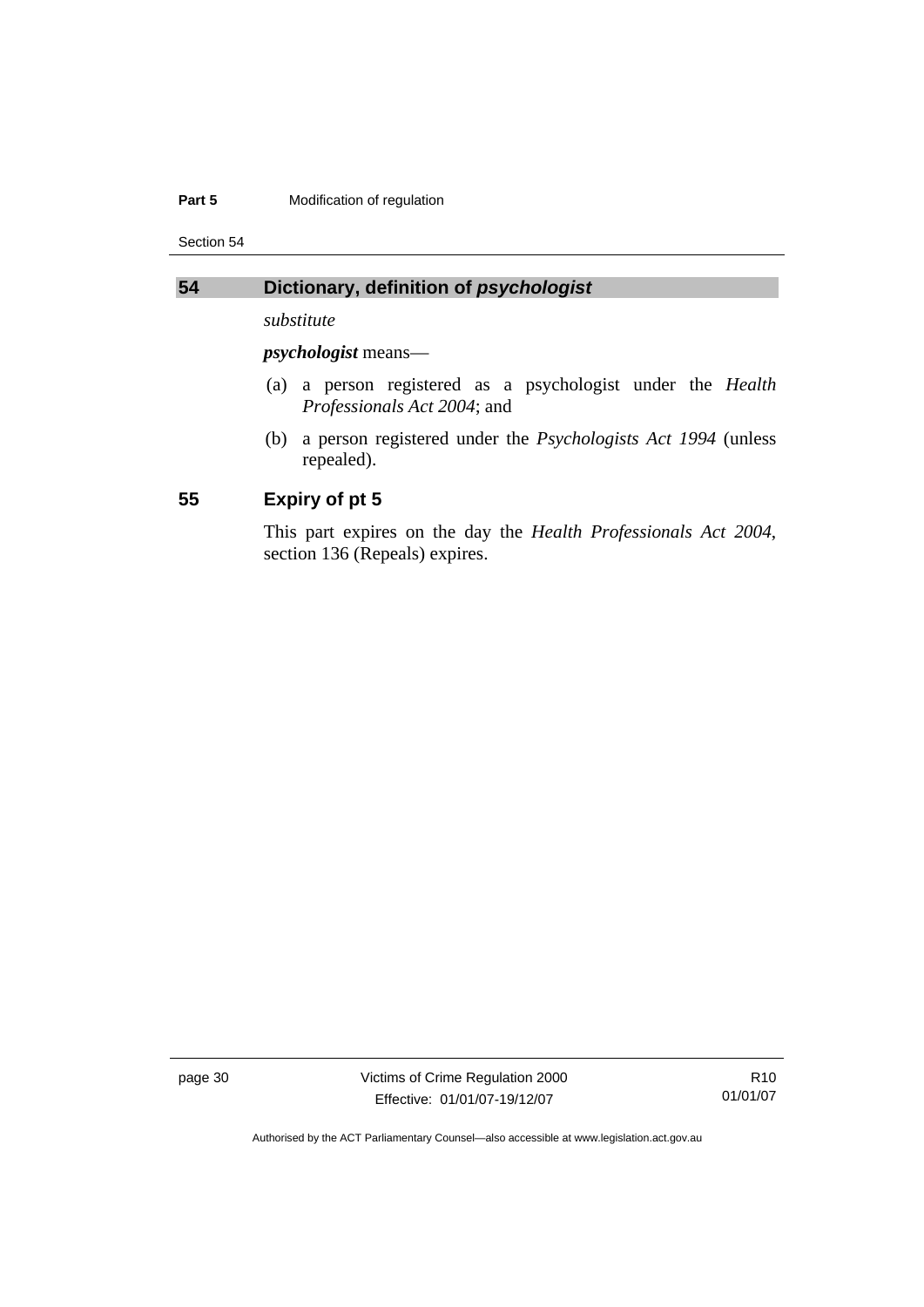## 54 Dictionary, definition of *psychologist*

*substitute*

***psychologist*** means—

(a) a person registered as a psychologist under the *Health Professionals Act 2004*; and

(b) a person registered under the *Psychologists Act 1994* (unless repealed).

## 55 Expiry of pt 5

This part expires on the day the *Health Professionals Act 2004*, section 136 (Repeals) expires.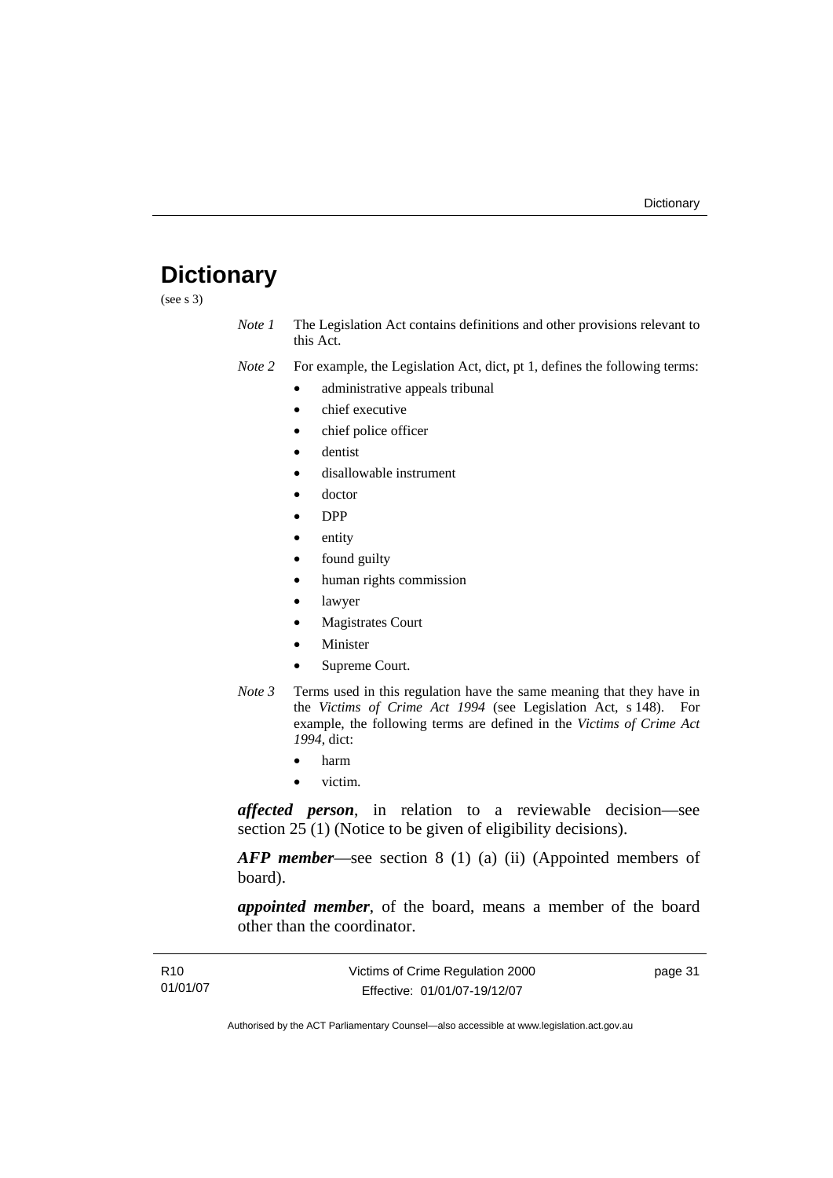# Dictionary

(see s 3)

*Note 1* The Legislation Act contains definitions and other provisions relevant to this Act.

*Note 2* For example, the Legislation Act, dict, pt 1, defines the following terms:

- administrative appeals tribunal
- chief executive
- chief police officer
- dentist
- disallowable instrument
- doctor
- DPP
- entity
- found guilty
- human rights commission
- lawyer
- Magistrates Court
- Minister
- Supreme Court.

*Note 3* Terms used in this regulation have the same meaning that they have in the *Victims of Crime Act 1994* (see Legislation Act, s 148). For example, the following terms are defined in the *Victims of Crime Act 1994*, dict:

- harm
- victim.

***affected person***, in relation to a reviewable decision—see section 25 (1) (Notice to be given of eligibility decisions).

***AFP member***—see section 8 (1) (a) (ii) (Appointed members of board).

***appointed member***, of the board, means a member of the board other than the coordinator.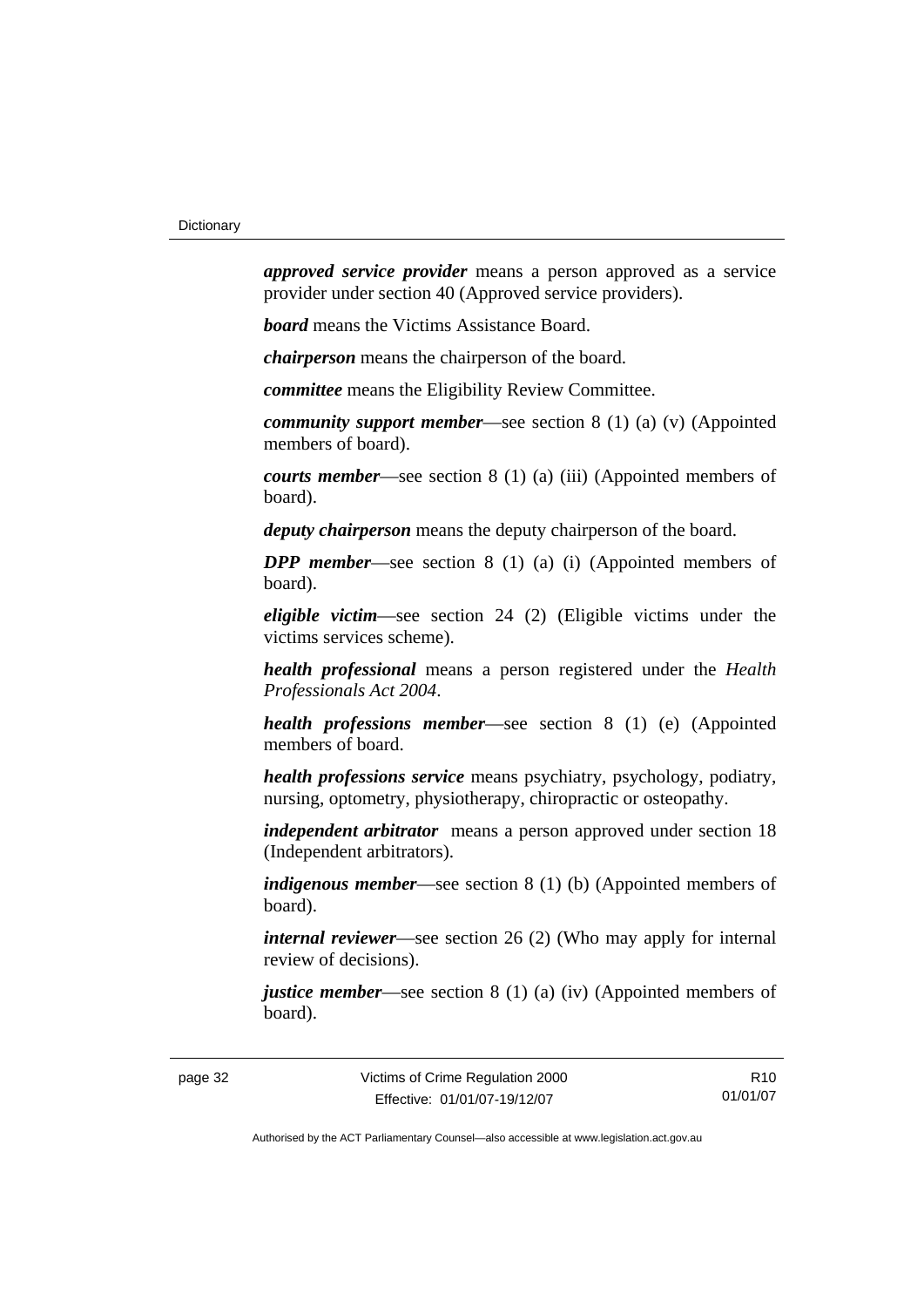***approved service provider*** means a person approved as a service provider under section 40 (Approved service providers).

***board*** means the Victims Assistance Board.

***chairperson*** means the chairperson of the board.

***committee*** means the Eligibility Review Committee.

***community support member***—see section 8 (1) (a) (v) (Appointed members of board).

***courts member***—see section 8 (1) (a) (iii) (Appointed members of board).

***deputy chairperson*** means the deputy chairperson of the board.

***DPP member***—see section 8 (1) (a) (i) (Appointed members of board).

***eligible victim***—see section 24 (2) (Eligible victims under the victims services scheme).

***health professional*** means a person registered under the *Health Professionals Act 2004*.

***health professions member***—see section 8 (1) (e) (Appointed members of board.

***health professions service*** means psychiatry, psychology, podiatry, nursing, optometry, physiotherapy, chiropractic or osteopathy.

***independent arbitrator*** means a person approved under section 18 (Independent arbitrators).

***indigenous member***—see section 8 (1) (b) (Appointed members of board).

***internal reviewer***—see section 26 (2) (Who may apply for internal review of decisions).

***justice member***—see section 8 (1) (a) (iv) (Appointed members of board).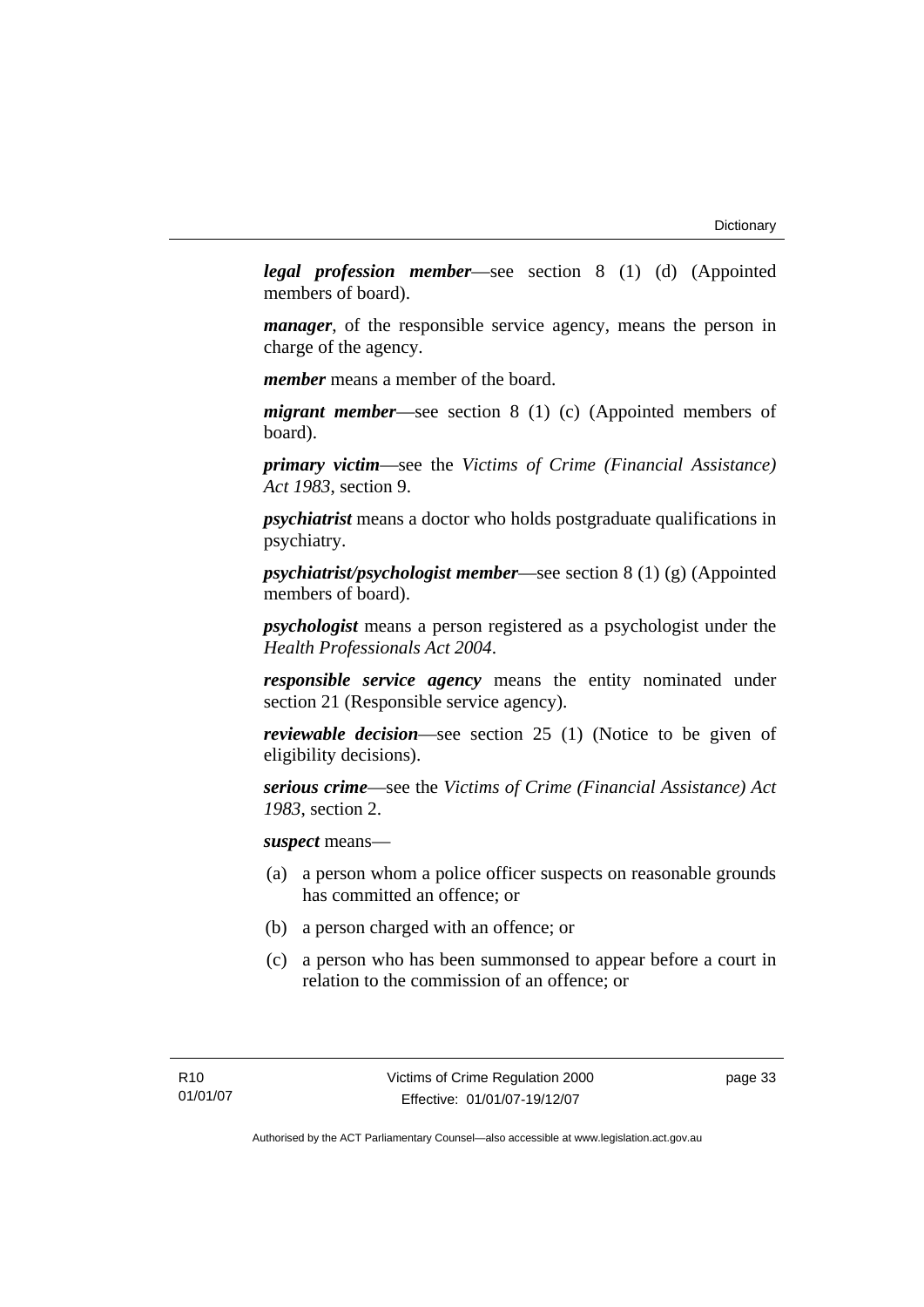***legal profession member***—see section 8 (1) (d) (Appointed members of board).

***manager***, of the responsible service agency, means the person in charge of the agency.

***member*** means a member of the board.

***migrant member***—see section 8 (1) (c) (Appointed members of board).

***primary victim***—see the *Victims of Crime (Financial Assistance) Act 1983*, section 9.

***psychiatrist*** means a doctor who holds postgraduate qualifications in psychiatry.

***psychiatrist/psychologist member***—see section 8 (1) (g) (Appointed members of board).

***psychologist*** means a person registered as a psychologist under the *Health Professionals Act 2004*.

***responsible service agency*** means the entity nominated under section 21 (Responsible service agency).

***reviewable decision***—see section 25 (1) (Notice to be given of eligibility decisions).

***serious crime***—see the *Victims of Crime (Financial Assistance) Act 1983*, section 2.

***suspect*** means—

(a) a person whom a police officer suspects on reasonable grounds has committed an offence; or

(b) a person charged with an offence; or

(c) a person who has been summonsed to appear before a court in relation to the commission of an offence; or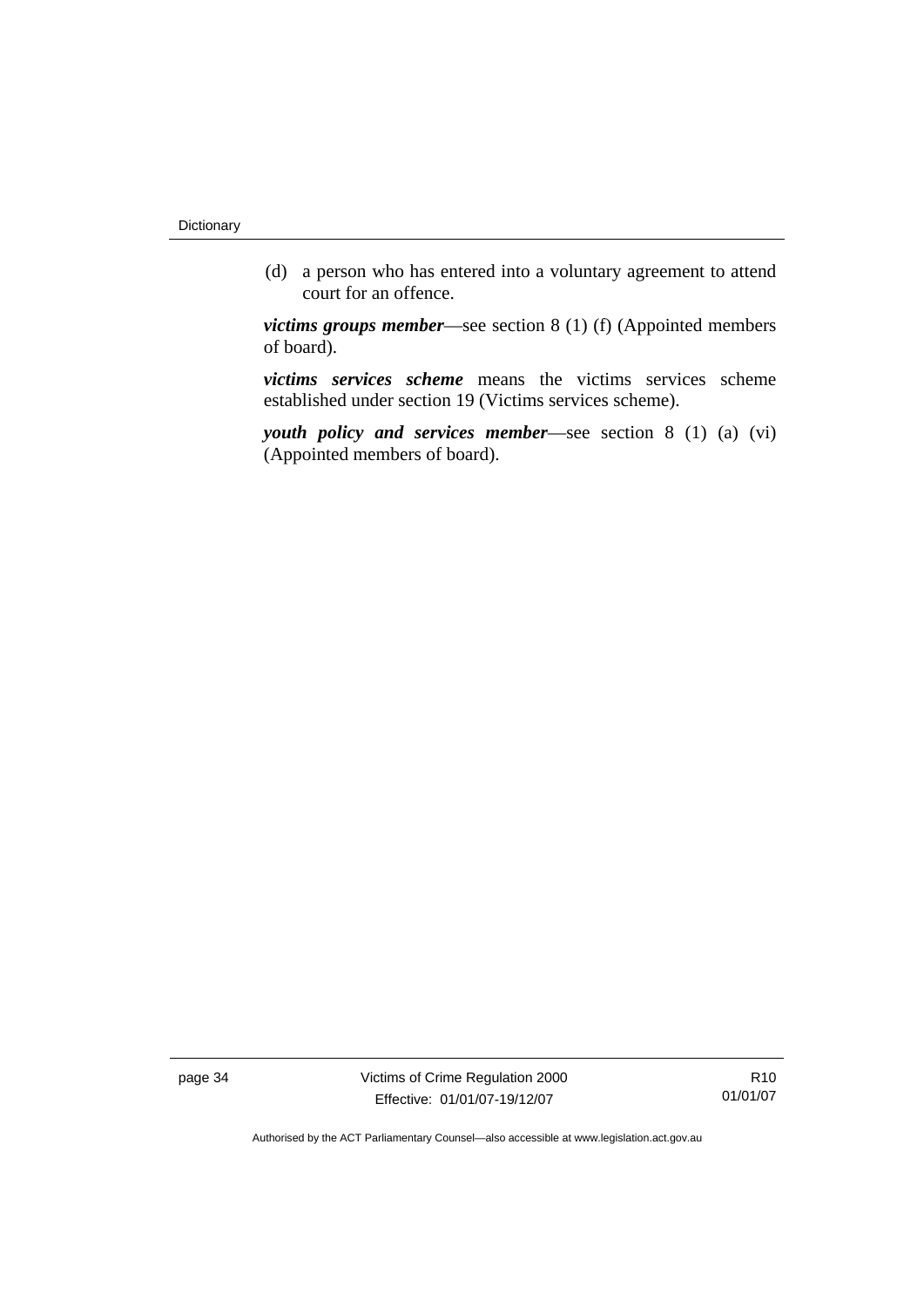(d) a person who has entered into a voluntary agreement to attend court for an offence.

***victims groups member***—see section 8 (1) (f) (Appointed members of board).

***victims services scheme*** means the victims services scheme established under section 19 (Victims services scheme).

***youth policy and services member***—see section 8 (1) (a) (vi) (Appointed members of board).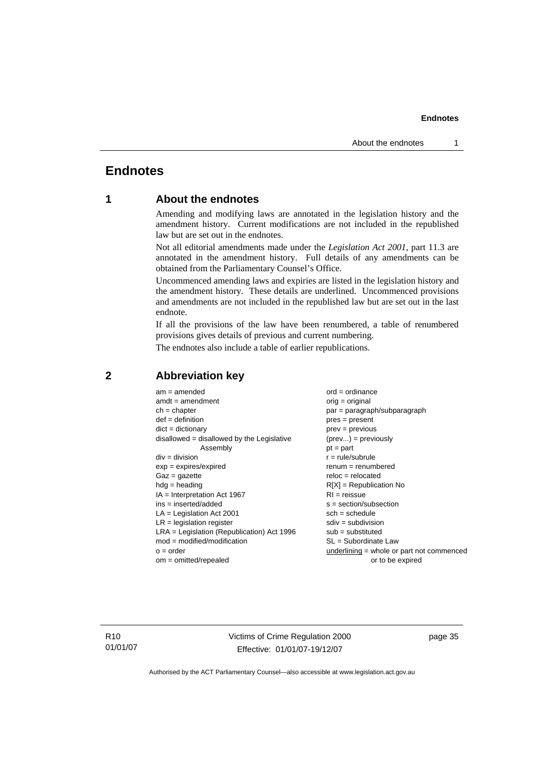# Endnotes

## 1 About the endnotes

Amending and modifying laws are annotated in the legislation history and the amendment history. Current modifications are not included in the republished law but are set out in the endnotes.

Not all editorial amendments made under the *Legislation Act 2001*, part 11.3 are annotated in the amendment history. Full details of any amendments can be obtained from the Parliamentary Counsel's Office.

Uncommenced amending laws and expiries are listed in the legislation history and the amendment history. These details are underlined. Uncommenced provisions and amendments are not included in the republished law but are set out in the last endnote.

If all the provisions of the law have been renumbered, a table of renumbered provisions gives details of previous and current numbering.

The endnotes also include a table of earlier republications.

## 2 Abbreviation key

am = amended
amdt = amendment
ch = chapter
def = definition
dict = dictionary
disallowed = disallowed by the Legislative Assembly
div = division
exp = expires/expired
Gaz = gazette
hdg = heading
IA = Interpretation Act 1967
ins = inserted/added
LA = Legislation Act 2001
LR = legislation register
LRA = Legislation (Republication) Act 1996
mod = modified/modification
o = order
om = omitted/repealed
ord = ordinance
orig = original
par = paragraph/subparagraph
pres = present
prev = previous
(prev...) = previously
pt = part
r = rule/subrule
renum = renumbered
reloc = relocated
R[X] = Republication No
RI = reissue
s = section/subsection
sch = schedule
sdiv = subdivision
sub = substituted
SL = Subordinate Law
underlining = whole or part not commenced or to be expired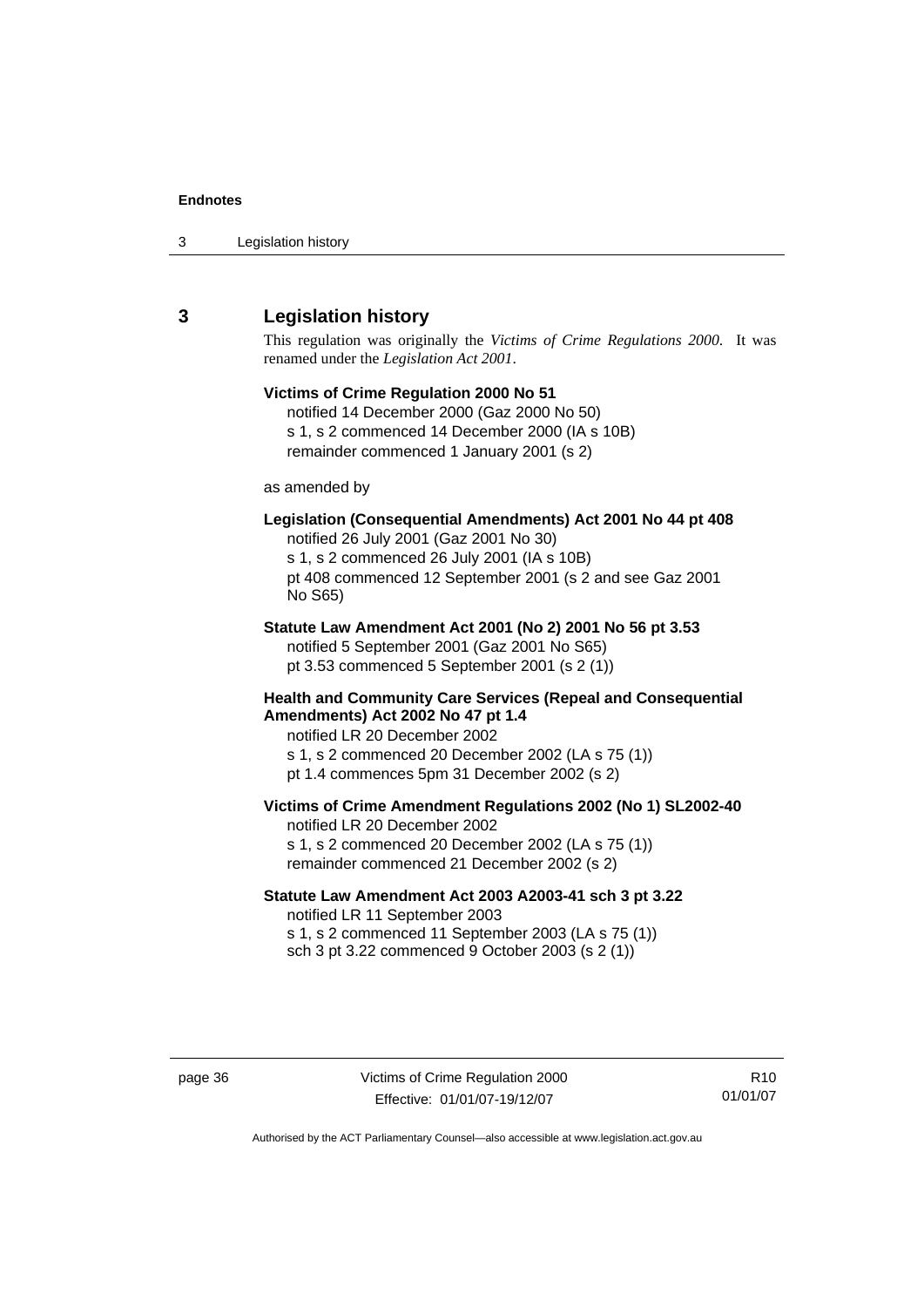## 3 Legislation history

This regulation was originally the *Victims of Crime Regulations 2000*. It was renamed under the *Legislation Act 2001*.

**Victims of Crime Regulation 2000 No 51**
notified 14 December 2000 (Gaz 2000 No 50)
s 1, s 2 commenced 14 December 2000 (IA s 10B)
remainder commenced 1 January 2001 (s 2)

as amended by

**Legislation (Consequential Amendments) Act 2001 No 44 pt 408**
notified 26 July 2001 (Gaz 2001 No 30)
s 1, s 2 commenced 26 July 2001 (IA s 10B)
pt 408 commenced 12 September 2001 (s 2 and see Gaz 2001 No S65)

**Statute Law Amendment Act 2001 (No 2) 2001 No 56 pt 3.53**
notified 5 September 2001 (Gaz 2001 No S65)
pt 3.53 commenced 5 September 2001 (s 2 (1))

**Health and Community Care Services (Repeal and Consequential Amendments) Act 2002 No 47 pt 1.4**
notified LR 20 December 2002
s 1, s 2 commenced 20 December 2002 (LA s 75 (1))
pt 1.4 commences 5pm 31 December 2002 (s 2)

**Victims of Crime Amendment Regulations 2002 (No 1) SL2002-40**
notified LR 20 December 2002
s 1, s 2 commenced 20 December 2002 (LA s 75 (1))
remainder commenced 21 December 2002 (s 2)

**Statute Law Amendment Act 2003 A2003-41 sch 3 pt 3.22**
notified LR 11 September 2003
s 1, s 2 commenced 11 September 2003 (LA s 75 (1))
sch 3 pt 3.22 commenced 9 October 2003 (s 2 (1))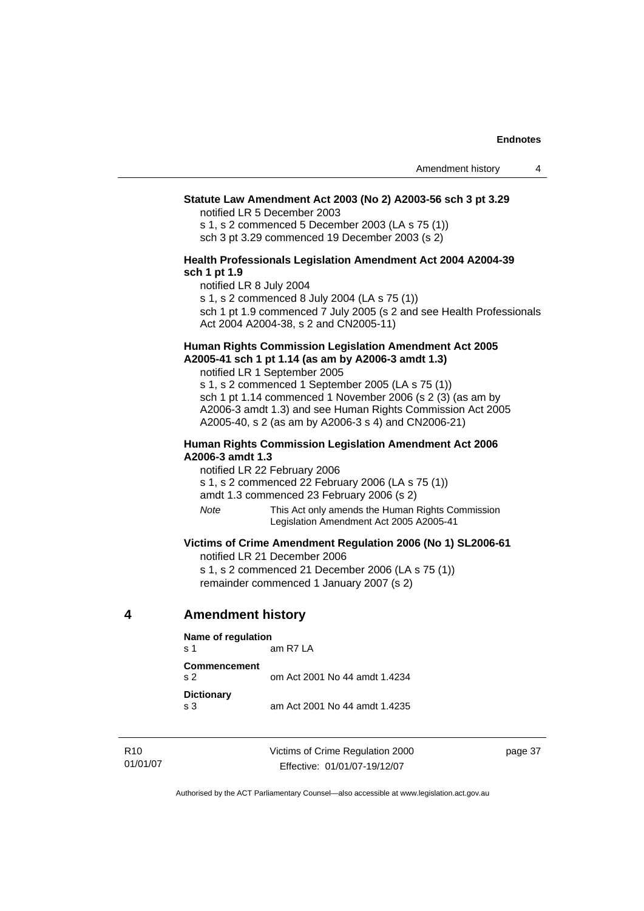**Statute Law Amendment Act 2003 (No 2) A2003-56 sch 3 pt 3.29**

notified LR 5 December 2003

s 1, s 2 commenced 5 December 2003 (LA s 75 (1))

sch 3 pt 3.29 commenced 19 December 2003 (s 2)

**Health Professionals Legislation Amendment Act 2004 A2004-39 sch 1 pt 1.9**

notified LR 8 July 2004

s 1, s 2 commenced 8 July 2004 (LA s 75 (1))

sch 1 pt 1.9 commenced 7 July 2005 (s 2 and see Health Professionals Act 2004 A2004-38, s 2 and CN2005-11)

**Human Rights Commission Legislation Amendment Act 2005 A2005-41 sch 1 pt 1.14 (as am by A2006-3 amdt 1.3)**

notified LR 1 September 2005

s 1, s 2 commenced 1 September 2005 (LA s 75 (1))

sch 1 pt 1.14 commenced 1 November 2006 (s 2 (3) (as am by A2006-3 amdt 1.3) and see Human Rights Commission Act 2005 A2005-40, s 2 (as am by A2006-3 s 4) and CN2006-21)

**Human Rights Commission Legislation Amendment Act 2006 A2006-3 amdt 1.3**

notified LR 22 February 2006

s 1, s 2 commenced 22 February 2006 (LA s 75 (1))

amdt 1.3 commenced 23 February 2006 (s 2)

*Note* This Act only amends the Human Rights Commission Legislation Amendment Act 2005 A2005-41

**Victims of Crime Amendment Regulation 2006 (No 1) SL2006-61**

notified LR 21 December 2006

s 1, s 2 commenced 21 December 2006 (LA s 75 (1))

remainder commenced 1 January 2007 (s 2)

## 4 Amendment history

**Name of regulation**
s 1 am R7 LA

**Commencement**
s 2 om Act 2001 No 44 amdt 1.4234

**Dictionary**
s 3 am Act 2001 No 44 amdt 1.4235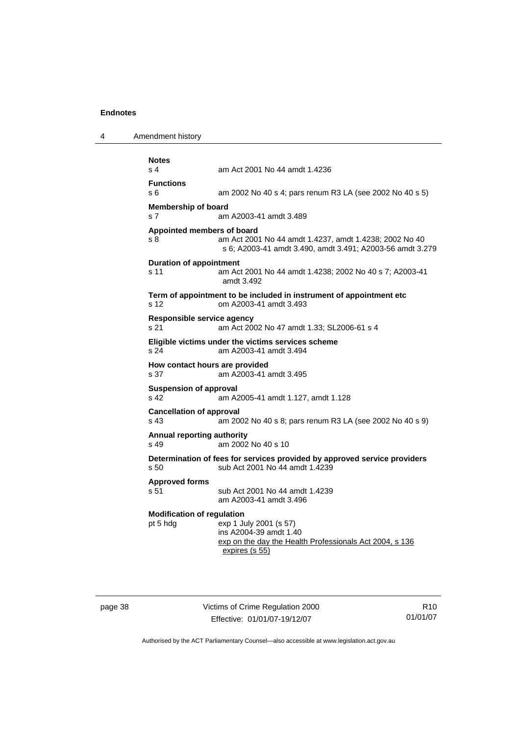**Notes**
s 4 am Act 2001 No 44 amdt 1.4236

**Functions**
s 6 am 2002 No 40 s 4; pars renum R3 LA (see 2002 No 40 s 5)

**Membership of board**
s 7 am A2003-41 amdt 3.489

**Appointed members of board**
s 8 am Act 2001 No 44 amdt 1.4237, amdt 1.4238; 2002 No 40 s 6; A2003-41 amdt 3.490, amdt 3.491; A2003-56 amdt 3.279

**Duration of appointment**
s 11 am Act 2001 No 44 amdt 1.4238; 2002 No 40 s 7; A2003-41 amdt 3.492

**Term of appointment to be included in instrument of appointment etc**
s 12 om A2003-41 amdt 3.493

**Responsible service agency**
s 21 am Act 2002 No 47 amdt 1.33; SL2006-61 s 4

**Eligible victims under the victims services scheme**
s 24 am A2003-41 amdt 3.494

**How contact hours are provided**
s 37 am A2003-41 amdt 3.495

**Suspension of approval**
s 42 am A2005-41 amdt 1.127, amdt 1.128

**Cancellation of approval**
s 43 am 2002 No 40 s 8; pars renum R3 LA (see 2002 No 40 s 9)

**Annual reporting authority**
s 49 am 2002 No 40 s 10

**Determination of fees for services provided by approved service providers**
s 50 sub Act 2001 No 44 amdt 1.4239

**Approved forms**
s 51 sub Act 2001 No 44 amdt 1.4239
am A2003-41 amdt 3.496

**Modification of regulation**
pt 5 hdg exp 1 July 2001 (s 57)
ins A2004-39 amdt 1.40
exp on the day the Health Professionals Act 2004, s 136 expires (s 55)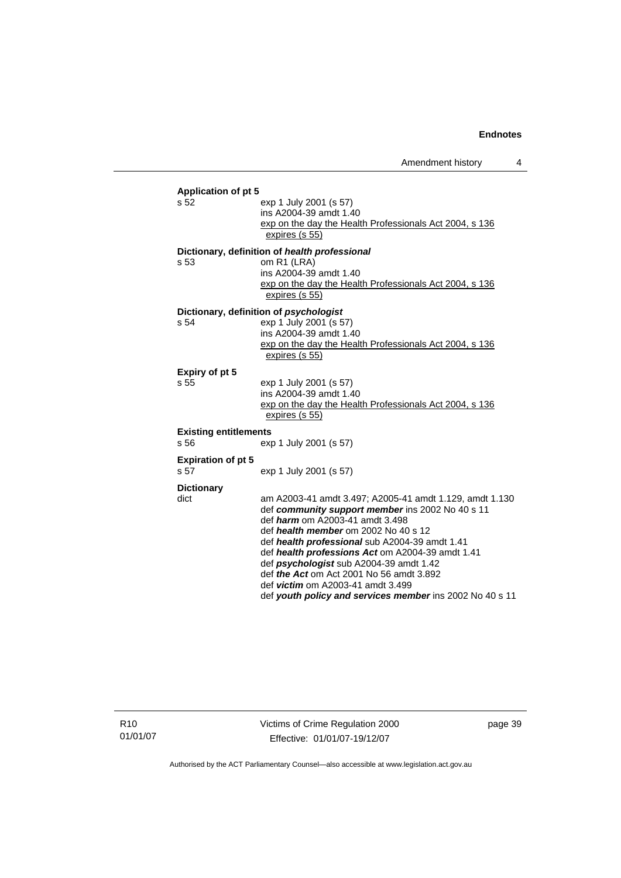**Application of pt 5**

s 52 exp 1 July 2001 (s 57)
ins A2004-39 amdt 1.40
exp on the day the Health Professionals Act 2004, s 136 expires (s 55)

**Dictionary, definition of *health professional***

s 53 om R1 (LRA)
ins A2004-39 amdt 1.40
exp on the day the Health Professionals Act 2004, s 136 expires (s 55)

**Dictionary, definition of *psychologist***

s 54 exp 1 July 2001 (s 57)
ins A2004-39 amdt 1.40
exp on the day the Health Professionals Act 2004, s 136 expires (s 55)

**Expiry of pt 5**

s 55 exp 1 July 2001 (s 57)
ins A2004-39 amdt 1.40
exp on the day the Health Professionals Act 2004, s 136 expires (s 55)

**Existing entitlements**

s 56 exp 1 July 2001 (s 57)

**Expiration of pt 5**

s 57 exp 1 July 2001 (s 57)

**Dictionary**

dict am A2003-41 amdt 3.497; A2005-41 amdt 1.129, amdt 1.130
def ***community support member*** ins 2002 No 40 s 11
def ***harm*** om A2003-41 amdt 3.498
def ***health member*** om 2002 No 40 s 12
def ***health professional*** sub A2004-39 amdt 1.41
def ***health professions Act*** om A2004-39 amdt 1.41
def ***psychologist*** sub A2004-39 amdt 1.42
def ***the Act*** om Act 2001 No 56 amdt 3.892
def ***victim*** om A2003-41 amdt 3.499
def ***youth policy and services member*** ins 2002 No 40 s 11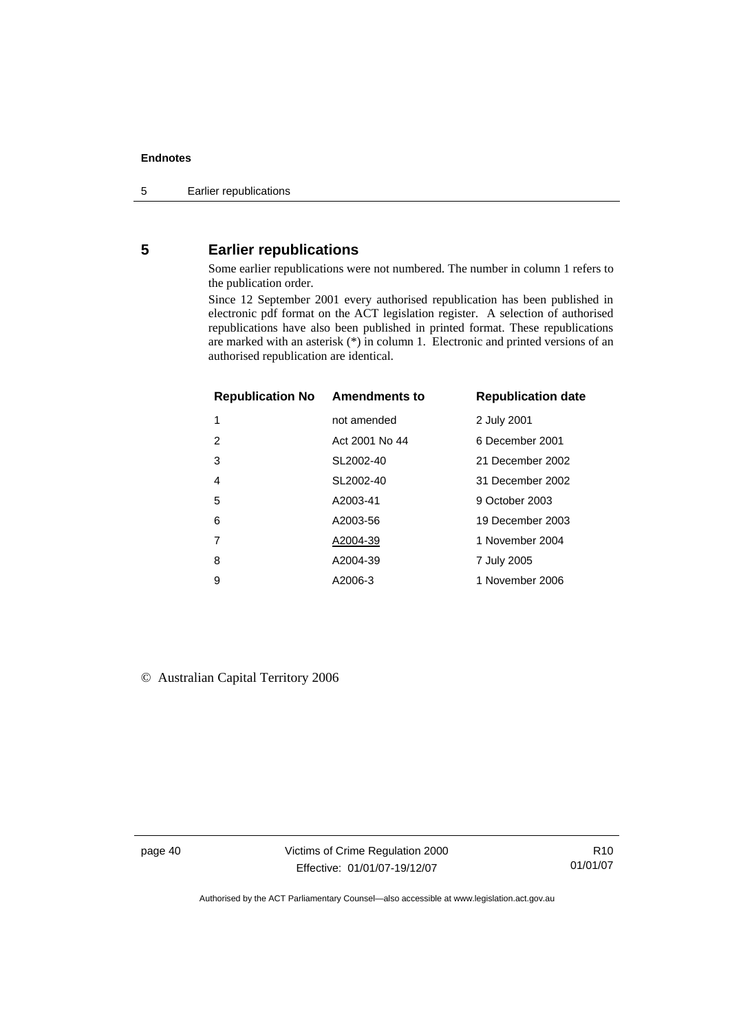## 5 Earlier republications

Some earlier republications were not numbered. The number in column 1 refers to the publication order.

Since 12 September 2001 every authorised republication has been published in electronic pdf format on the ACT legislation register. A selection of authorised republications have also been published in printed format. These republications are marked with an asterisk (*) in column 1. Electronic and printed versions of an authorised republication are identical.

| Republication No | Amendments to | Republication date |
|---|---|---|
| 1 | not amended | 2 July 2001 |
| 2 | Act 2001 No 44 | 6 December 2001 |
| 3 | SL2002-40 | 21 December 2002 |
| 4 | SL2002-40 | 31 December 2002 |
| 5 | A2003-41 | 9 October 2003 |
| 6 | A2003-56 | 19 December 2003 |
| 7 | A2004-39 | 1 November 2004 |
| 8 | A2004-39 | 7 July 2005 |
| 9 | A2006-3 | 1 November 2006 |

© Australian Capital Territory 2006